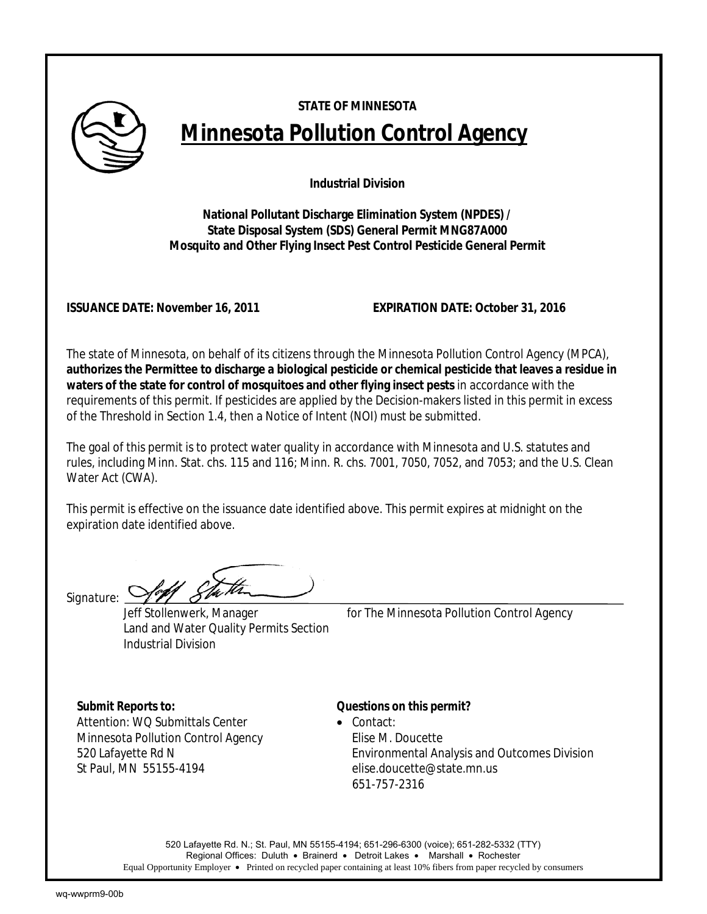**STATE OF MINNESOTA**

# Minnesota Pollution Control Agency

**Industrial Division**

**National Pollutant Discharge Elimination System (NPDES) / State Disposal System (SDS) General Permit MNG87A000**
**Mosquito and Other Flying Insect Pest Control Pesticide General Permit**

**ISSUANCE DATE: November 16, 2011** | **EXPIRATION DATE: October 31, 2016**

The state of Minnesota, on behalf of its citizens through the Minnesota Pollution Control Agency (MPCA), **authorizes the Permittee to discharge a biological pesticide or chemical pesticide that leaves a residue in waters of the state for control of mosquitoes and other flying insect pests** in accordance with the requirements of this permit. If pesticides are applied by the Decision-makers listed in this permit in excess of the Threshold in Section 1.4, then a Notice of Intent (NOI) must be submitted.

The goal of this permit is to protect water quality in accordance with Minnesota and U.S. statutes and rules, including Minn. Stat. chs. 115 and 116; Minn. R. chs. 7001, 7050, 7052, and 7053; and the U.S. Clean Water Act (CWA).

This permit is effective on the issuance date identified above. This permit expires at midnight on the expiration date identified above.

Signature: _______________________________

Jeff Stollenwerk, Manager
Land and Water Quality Permits Section
Industrial Division

for The Minnesota Pollution Control Agency

**Submit Reports to:**
Attention: WQ Submittals Center
Minnesota Pollution Control Agency
520 Lafayette Rd N
St Paul, MN 55155-4194

**Questions on this permit?**
- Contact:
  Elise M. Doucette
  Environmental Analysis and Outcomes Division
  elise.doucette@state.mn.us
  651-757-2316

520 Lafayette Rd. N.; St. Paul, MN 55155-4194; 651-296-6300 (voice); 651-282-5332 (TTY)
Regional Offices: Duluth • Brainerd • Detroit Lakes • Marshall • Rochester
Equal Opportunity Employer • Printed on recycled paper containing at least 10% fibers from paper recycled by consumers

wq-wwprm9-00b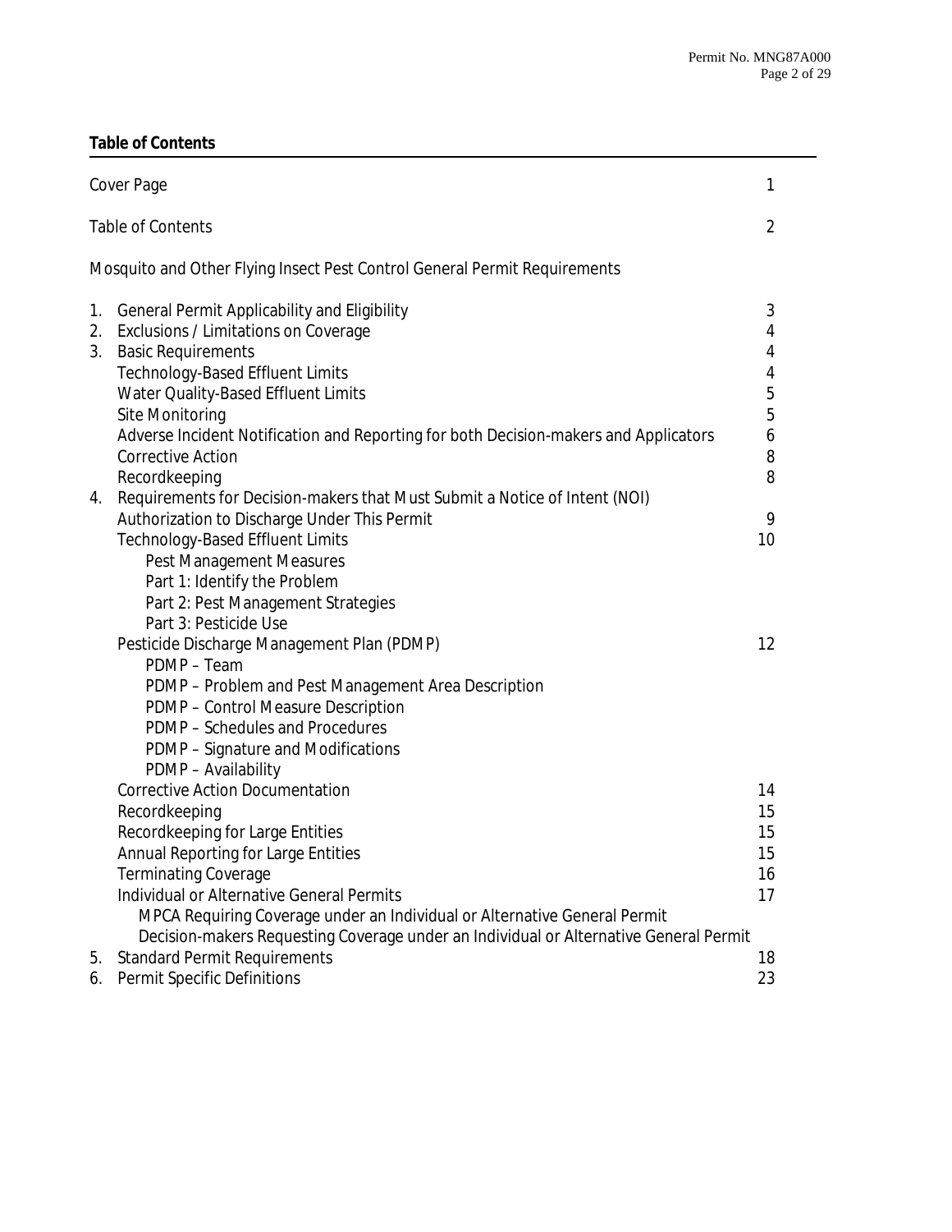**Table of Contents**

| | |
|---|---|
| Cover Page | 1 |
| Table of Contents | 2 |
| Mosquito and Other Flying Insect Pest Control General Permit Requirements | |
| 1. General Permit Applicability and Eligibility | 3 |
| 2. Exclusions / Limitations on Coverage | 4 |
| 3. Basic Requirements | 4 |
| Technology-Based Effluent Limits | 4 |
| Water Quality-Based Effluent Limits | 5 |
| Site Monitoring | 5 |
| Adverse Incident Notification and Reporting for both Decision-makers and Applicators | 6 |
| Corrective Action | 8 |
| Recordkeeping | 8 |
| 4. Requirements for Decision-makers that Must Submit a Notice of Intent (NOI) | |
| Authorization to Discharge Under This Permit | 9 |
| Technology-Based Effluent Limits | 10 |
| Pest Management Measures | |
| Part 1: Identify the Problem | |
| Part 2: Pest Management Strategies | |
| Part 3: Pesticide Use | |
| Pesticide Discharge Management Plan (PDMP) | 12 |
| PDMP – Team | |
| PDMP – Problem and Pest Management Area Description | |
| PDMP – Control Measure Description | |
| PDMP – Schedules and Procedures | |
| PDMP – Signature and Modifications | |
| PDMP – Availability | |
| Corrective Action Documentation | 14 |
| Recordkeeping | 15 |
| Recordkeeping for Large Entities | 15 |
| Annual Reporting for Large Entities | 15 |
| Terminating Coverage | 16 |
| Individual or Alternative General Permits | 17 |
| MPCA Requiring Coverage under an Individual or Alternative General Permit | |
| Decision-makers Requesting Coverage under an Individual or Alternative General Permit | |
| 5. Standard Permit Requirements | 18 |
| 6. Permit Specific Definitions | 23 |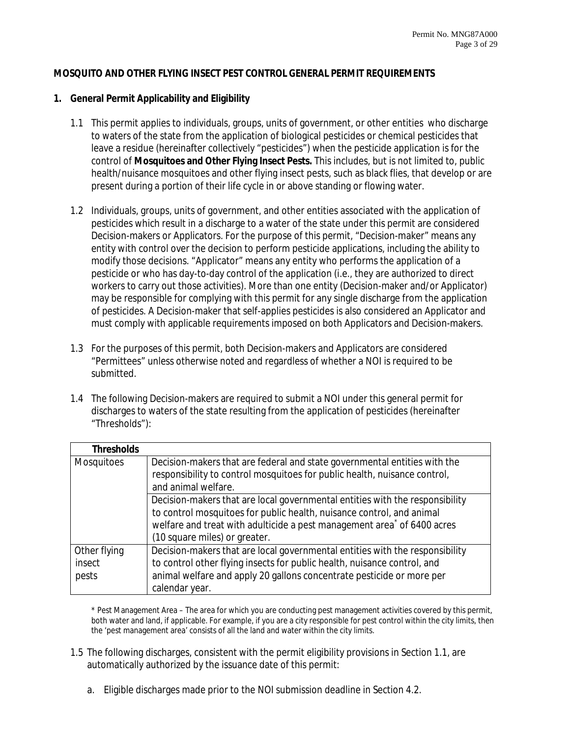## MOSQUITO AND OTHER FLYING INSECT PEST CONTROL GENERAL PERMIT REQUIREMENTS

### 1. General Permit Applicability and Eligibility

1.1 This permit applies to individuals, groups, units of government, or other entities who discharge to waters of the state from the application of biological pesticides or chemical pesticides that leave a residue (hereinafter collectively "pesticides") when the pesticide application is for the control of **Mosquitoes and Other Flying Insect Pests.** This includes, but is not limited to, public health/nuisance mosquitoes and other flying insect pests, such as black flies, that develop or are present during a portion of their life cycle in or above standing or flowing water.

1.2 Individuals, groups, units of government, and other entities associated with the application of pesticides which result in a discharge to a water of the state under this permit are considered Decision-makers or Applicators. For the purpose of this permit, "Decision-maker" means any entity with control over the decision to perform pesticide applications, including the ability to modify those decisions. "Applicator" means any entity who performs the application of a pesticide or who has day-to-day control of the application (i.e., they are authorized to direct workers to carry out those activities). More than one entity (Decision-maker and/or Applicator) may be responsible for complying with this permit for any single discharge from the application of pesticides. A Decision-maker that self-applies pesticides is also considered an Applicator and must comply with applicable requirements imposed on both Applicators and Decision-makers.

1.3 For the purposes of this permit, both Decision-makers and Applicators are considered "Permittees" unless otherwise noted and regardless of whether a NOI is required to be submitted.

1.4 The following Decision-makers are required to submit a NOI under this general permit for discharges to waters of the state resulting from the application of pesticides (hereinafter "Thresholds"):

| Thresholds | |
|---|---|
| Mosquitoes | Decision-makers that are federal and state governmental entities with the responsibility to control mosquitoes for public health, nuisance control, and animal welfare. |
| | Decision-makers that are local governmental entities with the responsibility to control mosquitoes for public health, nuisance control, and animal welfare and treat with adulticide a pest management area* of 6400 acres (10 square miles) or greater. |
| Other flying insect pests | Decision-makers that are local governmental entities with the responsibility to control other flying insects for public health, nuisance control, and animal welfare and apply 20 gallons concentrate pesticide or more per calendar year. |

* Pest Management Area – The area for which you are conducting pest management activities covered by this permit, both water and land, if applicable. For example, if you are a city responsible for pest control within the city limits, then the 'pest management area' consists of all the land and water within the city limits.

1.5 The following discharges, consistent with the permit eligibility provisions in Section 1.1, are automatically authorized by the issuance date of this permit:

a. Eligible discharges made prior to the NOI submission deadline in Section 4.2.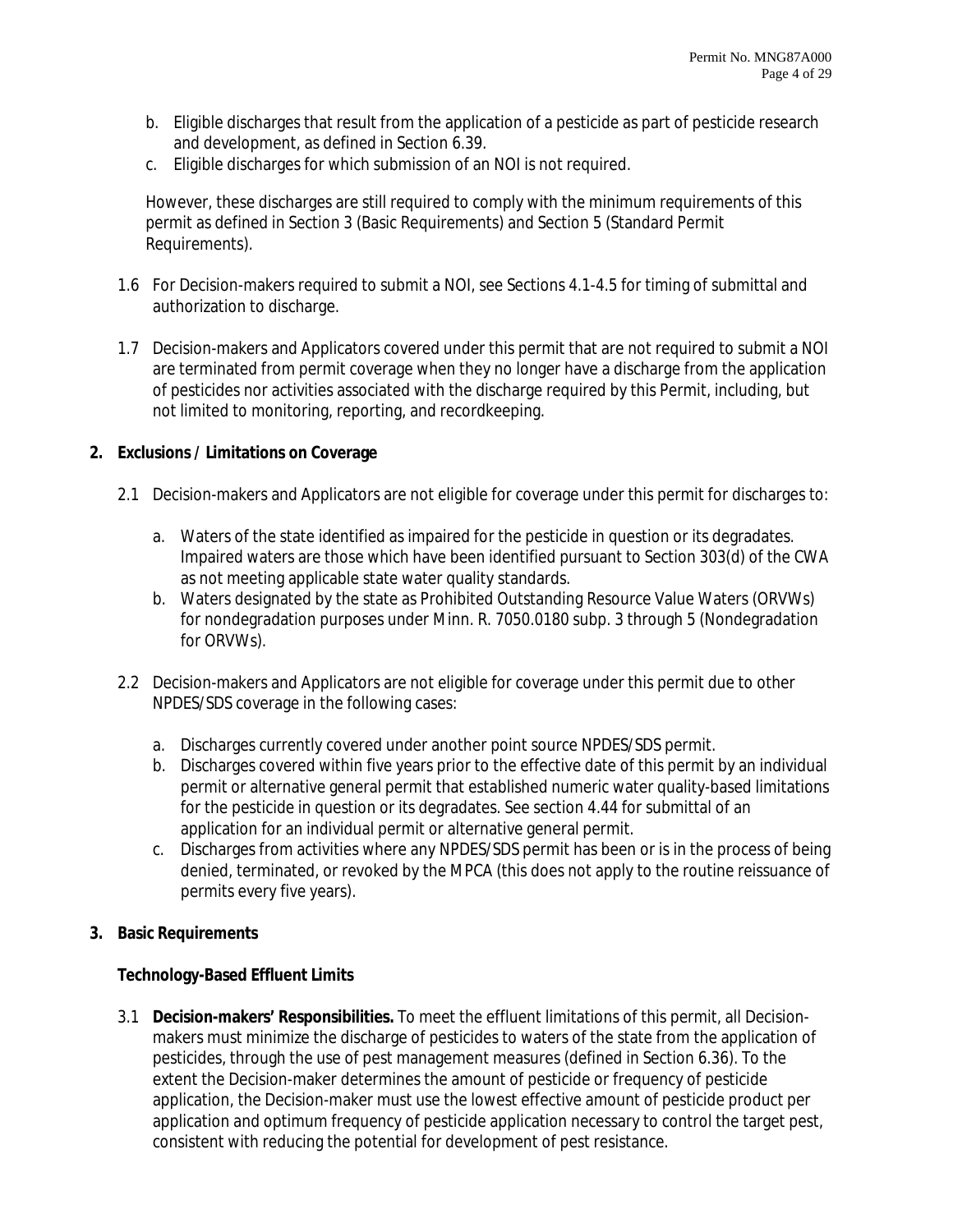b. Eligible discharges that result from the application of a pesticide as part of pesticide research and development, as defined in Section 6.39.
c. Eligible discharges for which submission of an NOI is not required.

However, these discharges are still required to comply with the minimum requirements of this permit as defined in Section 3 (Basic Requirements) and Section 5 (Standard Permit Requirements).

1.6 For Decision-makers required to submit a NOI, see Sections 4.1-4.5 for timing of submittal and authorization to discharge.

1.7 Decision-makers and Applicators covered under this permit that are not required to submit a NOI are terminated from permit coverage when they no longer have a discharge from the application of pesticides nor activities associated with the discharge required by this Permit, including, but not limited to monitoring, reporting, and recordkeeping.

## 2. Exclusions / Limitations on Coverage

2.1 Decision-makers and Applicators are not eligible for coverage under this permit for discharges to:

a. Waters of the state identified as impaired for the pesticide in question or its degradates. Impaired waters are those which have been identified pursuant to Section 303(d) of the CWA as not meeting applicable state water quality standards.
b. Waters designated by the state as Prohibited Outstanding Resource Value Waters (ORVWs) for nondegradation purposes under Minn. R. 7050.0180 subp. 3 through 5 (Nondegradation for ORVWs).

2.2 Decision-makers and Applicators are not eligible for coverage under this permit due to other NPDES/SDS coverage in the following cases:

a. Discharges currently covered under another point source NPDES/SDS permit.
b. Discharges covered within five years prior to the effective date of this permit by an individual permit or alternative general permit that established numeric water quality-based limitations for the pesticide in question or its degradates. See section 4.44 for submittal of an application for an individual permit or alternative general permit.
c. Discharges from activities where any NPDES/SDS permit has been or is in the process of being denied, terminated, or revoked by the MPCA (this does not apply to the routine reissuance of permits every five years).

## 3. Basic Requirements

### Technology-Based Effluent Limits

3.1 **Decision-makers' Responsibilities.** To meet the effluent limitations of this permit, all Decision-makers must minimize the discharge of pesticides to waters of the state from the application of pesticides, through the use of pest management measures (defined in Section 6.36). To the extent the Decision-maker determines the amount of pesticide or frequency of pesticide application, the Decision-maker must use the lowest effective amount of pesticide product per application and optimum frequency of pesticide application necessary to control the target pest, consistent with reducing the potential for development of pest resistance.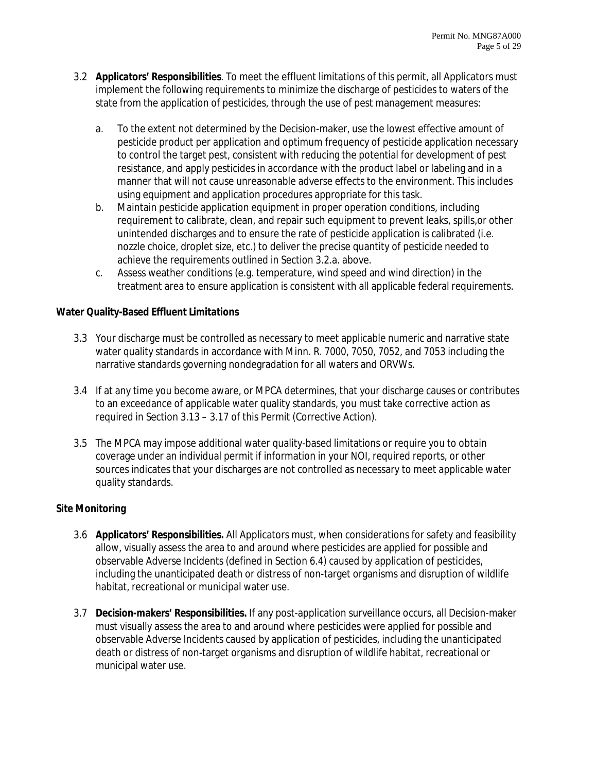3.2 **Applicators' Responsibilities**. To meet the effluent limitations of this permit, all Applicators must implement the following requirements to minimize the discharge of pesticides to waters of the state from the application of pesticides, through the use of pest management measures:

   a. To the extent not determined by the Decision-maker, use the lowest effective amount of pesticide product per application and optimum frequency of pesticide application necessary to control the target pest, consistent with reducing the potential for development of pest resistance, and apply pesticides in accordance with the product label or labeling and in a manner that will not cause unreasonable adverse effects to the environment. This includes using equipment and application procedures appropriate for this task.
   b. Maintain pesticide application equipment in proper operation conditions, including requirement to calibrate, clean, and repair such equipment to prevent leaks, spills,or other unintended discharges and to ensure the rate of pesticide application is calibrated (i.e. nozzle choice, droplet size, etc.) to deliver the precise quantity of pesticide needed to achieve the requirements outlined in Section 3.2.a. above.
   c. Assess weather conditions (e.g. temperature, wind speed and wind direction) in the treatment area to ensure application is consistent with all applicable federal requirements.

**Water Quality-Based Effluent Limitations**

3.3 Your discharge must be controlled as necessary to meet applicable numeric and narrative state water quality standards in accordance with Minn. R. 7000, 7050, 7052, and 7053 including the narrative standards governing nondegradation for all waters and ORVWs.

3.4 If at any time you become aware, or MPCA determines, that your discharge causes or contributes to an exceedance of applicable water quality standards, you must take corrective action as required in Section 3.13 – 3.17 of this Permit (Corrective Action).

3.5 The MPCA may impose additional water quality-based limitations or require you to obtain coverage under an individual permit if information in your NOI, required reports, or other sources indicates that your discharges are not controlled as necessary to meet applicable water quality standards.

**Site Monitoring**

3.6 **Applicators' Responsibilities.** All Applicators must, when considerations for safety and feasibility allow, visually assess the area to and around where pesticides are applied for possible and observable Adverse Incidents (defined in Section 6.4) caused by application of pesticides, including the unanticipated death or distress of non-target organisms and disruption of wildlife habitat, recreational or municipal water use.

3.7 **Decision-makers' Responsibilities.** If any post-application surveillance occurs, all Decision-maker must visually assess the area to and around where pesticides were applied for possible and observable Adverse Incidents caused by application of pesticides, including the unanticipated death or distress of non-target organisms and disruption of wildlife habitat, recreational or municipal water use.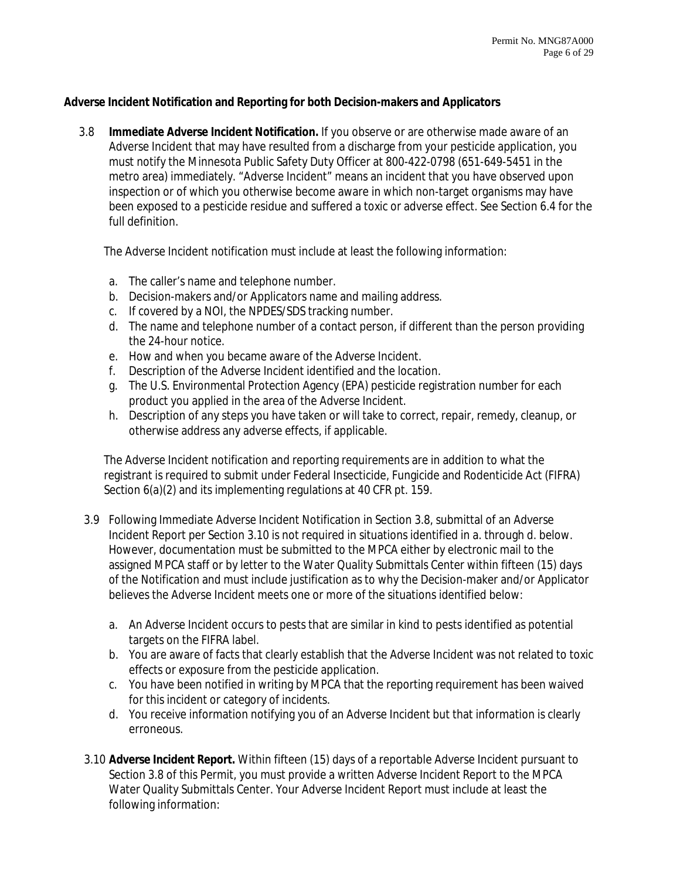**Adverse Incident Notification and Reporting for both Decision-makers and Applicators**

3.8 **Immediate Adverse Incident Notification.** If you observe or are otherwise made aware of an Adverse Incident that may have resulted from a discharge from your pesticide application, you must notify the Minnesota Public Safety Duty Officer at 800-422-0798 (651-649-5451 in the metro area) immediately. "Adverse Incident" means an incident that you have observed upon inspection or of which you otherwise become aware in which non-target organisms may have been exposed to a pesticide residue and suffered a toxic or adverse effect. See Section 6.4 for the full definition.

The Adverse Incident notification must include at least the following information:

a. The caller's name and telephone number.
b. Decision-makers and/or Applicators name and mailing address.
c. If covered by a NOI, the NPDES/SDS tracking number.
d. The name and telephone number of a contact person, if different than the person providing the 24-hour notice.
e. How and when you became aware of the Adverse Incident.
f. Description of the Adverse Incident identified and the location.
g. The U.S. Environmental Protection Agency (EPA) pesticide registration number for each product you applied in the area of the Adverse Incident.
h. Description of any steps you have taken or will take to correct, repair, remedy, cleanup, or otherwise address any adverse effects, if applicable.

The Adverse Incident notification and reporting requirements are in addition to what the registrant is required to submit under Federal Insecticide, Fungicide and Rodenticide Act (FIFRA) Section 6(a)(2) and its implementing regulations at 40 CFR pt. 159.

3.9 Following Immediate Adverse Incident Notification in Section 3.8, submittal of an Adverse Incident Report per Section 3.10 is not required in situations identified in a. through d. below. However, documentation must be submitted to the MPCA either by electronic mail to the assigned MPCA staff or by letter to the Water Quality Submittals Center within fifteen (15) days of the Notification and must include justification as to why the Decision-maker and/or Applicator believes the Adverse Incident meets one or more of the situations identified below:

a. An Adverse Incident occurs to pests that are similar in kind to pests identified as potential targets on the FIFRA label.
b. You are aware of facts that clearly establish that the Adverse Incident was not related to toxic effects or exposure from the pesticide application.
c. You have been notified in writing by MPCA that the reporting requirement has been waived for this incident or category of incidents.
d. You receive information notifying you of an Adverse Incident but that information is clearly erroneous.

3.10 **Adverse Incident Report.** Within fifteen (15) days of a reportable Adverse Incident pursuant to Section 3.8 of this Permit, you must provide a written Adverse Incident Report to the MPCA Water Quality Submittals Center. Your Adverse Incident Report must include at least the following information: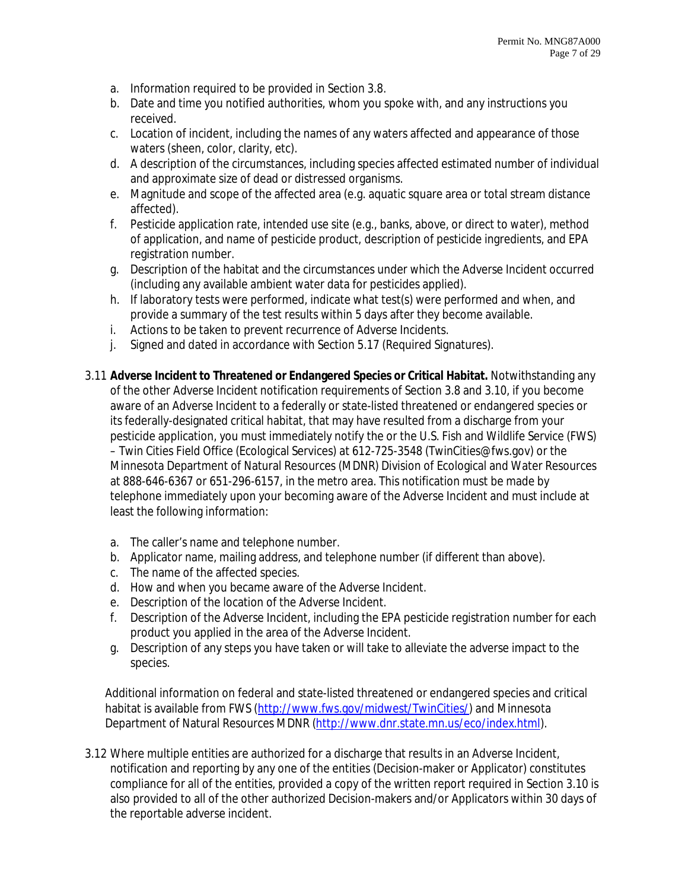a. Information required to be provided in Section 3.8.
b. Date and time you notified authorities, whom you spoke with, and any instructions you received.
c. Location of incident, including the names of any waters affected and appearance of those waters (sheen, color, clarity, etc).
d. A description of the circumstances, including species affected estimated number of individual and approximate size of dead or distressed organisms.
e. Magnitude and scope of the affected area (e.g. aquatic square area or total stream distance affected).
f. Pesticide application rate, intended use site (e.g., banks, above, or direct to water), method of application, and name of pesticide product, description of pesticide ingredients, and EPA registration number.
g. Description of the habitat and the circumstances under which the Adverse Incident occurred (including any available ambient water data for pesticides applied).
h. If laboratory tests were performed, indicate what test(s) were performed and when, and provide a summary of the test results within 5 days after they become available.
i. Actions to be taken to prevent recurrence of Adverse Incidents.
j. Signed and dated in accordance with Section 5.17 (Required Signatures).

3.11 **Adverse Incident to Threatened or Endangered Species or Critical Habitat.** Notwithstanding any of the other Adverse Incident notification requirements of Section 3.8 and 3.10, if you become aware of an Adverse Incident to a federally or state-listed threatened or endangered species or its federally-designated critical habitat, that may have resulted from a discharge from your pesticide application, you must immediately notify the or the U.S. Fish and Wildlife Service (FWS) – Twin Cities Field Office (Ecological Services) at 612-725-3548 (TwinCities@fws.gov) or the Minnesota Department of Natural Resources (MDNR) Division of Ecological and Water Resources at 888-646-6367 or 651-296-6157, in the metro area. This notification must be made by telephone immediately upon your becoming aware of the Adverse Incident and must include at least the following information:

a. The caller's name and telephone number.
b. Applicator name, mailing address, and telephone number (if different than above).
c. The name of the affected species.
d. How and when you became aware of the Adverse Incident.
e. Description of the location of the Adverse Incident.
f. Description of the Adverse Incident, including the EPA pesticide registration number for each product you applied in the area of the Adverse Incident.
g. Description of any steps you have taken or will take to alleviate the adverse impact to the species.

Additional information on federal and state-listed threatened or endangered species and critical habitat is available from FWS (http://www.fws.gov/midwest/TwinCities/) and Minnesota Department of Natural Resources MDNR (http://www.dnr.state.mn.us/eco/index.html).

3.12 Where multiple entities are authorized for a discharge that results in an Adverse Incident, notification and reporting by any one of the entities (Decision-maker or Applicator) constitutes compliance for all of the entities, provided a copy of the written report required in Section 3.10 is also provided to all of the other authorized Decision-makers and/or Applicators within 30 days of the reportable adverse incident.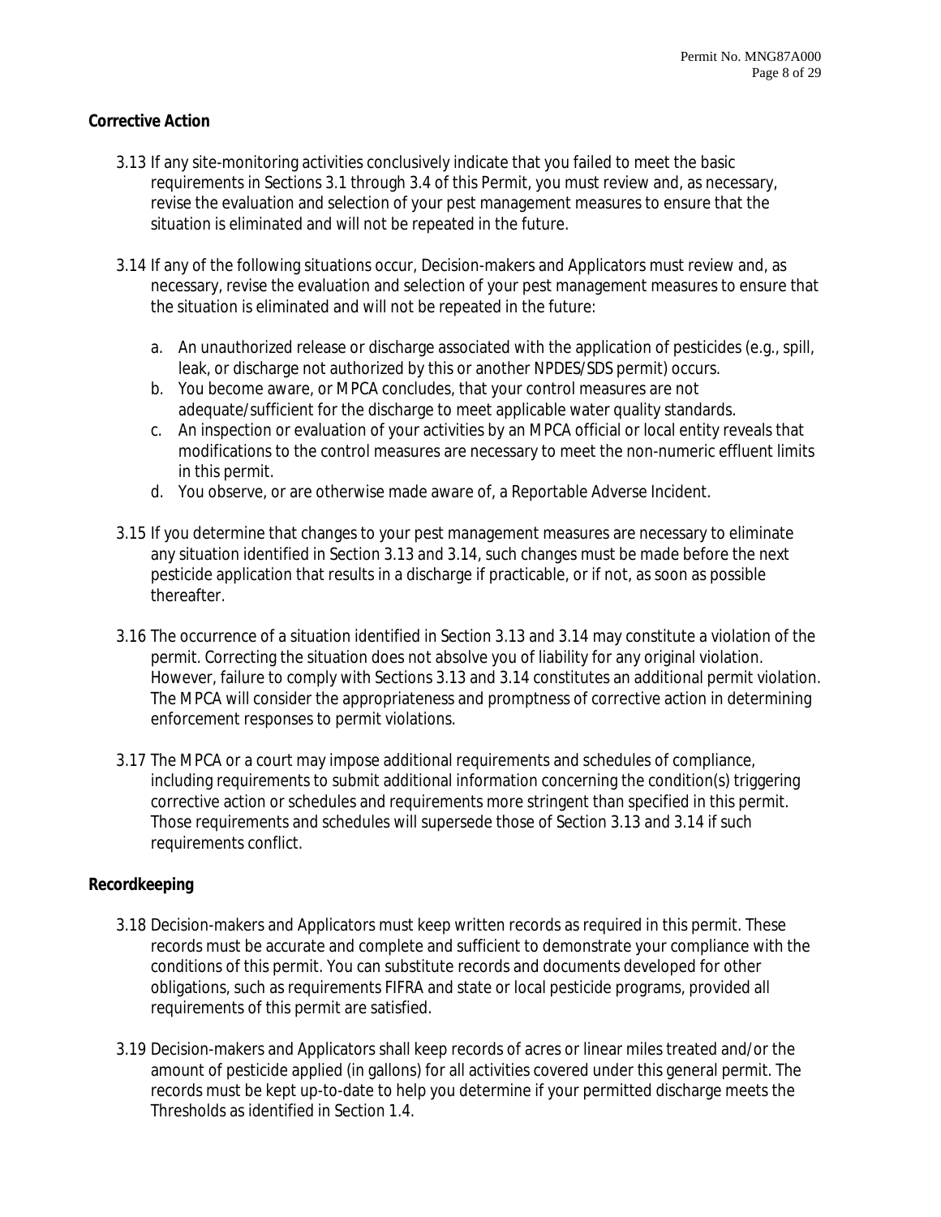**Corrective Action**

3.13 If any site-monitoring activities conclusively indicate that you failed to meet the basic requirements in Sections 3.1 through 3.4 of this Permit, you must review and, as necessary, revise the evaluation and selection of your pest management measures to ensure that the situation is eliminated and will not be repeated in the future.

3.14 If any of the following situations occur, Decision-makers and Applicators must review and, as necessary, revise the evaluation and selection of your pest management measures to ensure that the situation is eliminated and will not be repeated in the future:

a. An unauthorized release or discharge associated with the application of pesticides (e.g., spill, leak, or discharge not authorized by this or another NPDES/SDS permit) occurs.
b. You become aware, or MPCA concludes, that your control measures are not adequate/sufficient for the discharge to meet applicable water quality standards.
c. An inspection or evaluation of your activities by an MPCA official or local entity reveals that modifications to the control measures are necessary to meet the non-numeric effluent limits in this permit.
d. You observe, or are otherwise made aware of, a Reportable Adverse Incident.

3.15 If you determine that changes to your pest management measures are necessary to eliminate any situation identified in Section 3.13 and 3.14, such changes must be made before the next pesticide application that results in a discharge if practicable, or if not, as soon as possible thereafter.

3.16 The occurrence of a situation identified in Section 3.13 and 3.14 may constitute a violation of the permit. Correcting the situation does not absolve you of liability for any original violation. However, failure to comply with Sections 3.13 and 3.14 constitutes an additional permit violation. The MPCA will consider the appropriateness and promptness of corrective action in determining enforcement responses to permit violations.

3.17 The MPCA or a court may impose additional requirements and schedules of compliance, including requirements to submit additional information concerning the condition(s) triggering corrective action or schedules and requirements more stringent than specified in this permit. Those requirements and schedules will supersede those of Section 3.13 and 3.14 if such requirements conflict.

**Recordkeeping**

3.18 Decision-makers and Applicators must keep written records as required in this permit. These records must be accurate and complete and sufficient to demonstrate your compliance with the conditions of this permit. You can substitute records and documents developed for other obligations, such as requirements FIFRA and state or local pesticide programs, provided all requirements of this permit are satisfied.

3.19 Decision-makers and Applicators shall keep records of acres or linear miles treated and/or the amount of pesticide applied (in gallons) for all activities covered under this general permit. The records must be kept up-to-date to help you determine if your permitted discharge meets the Thresholds as identified in Section 1.4.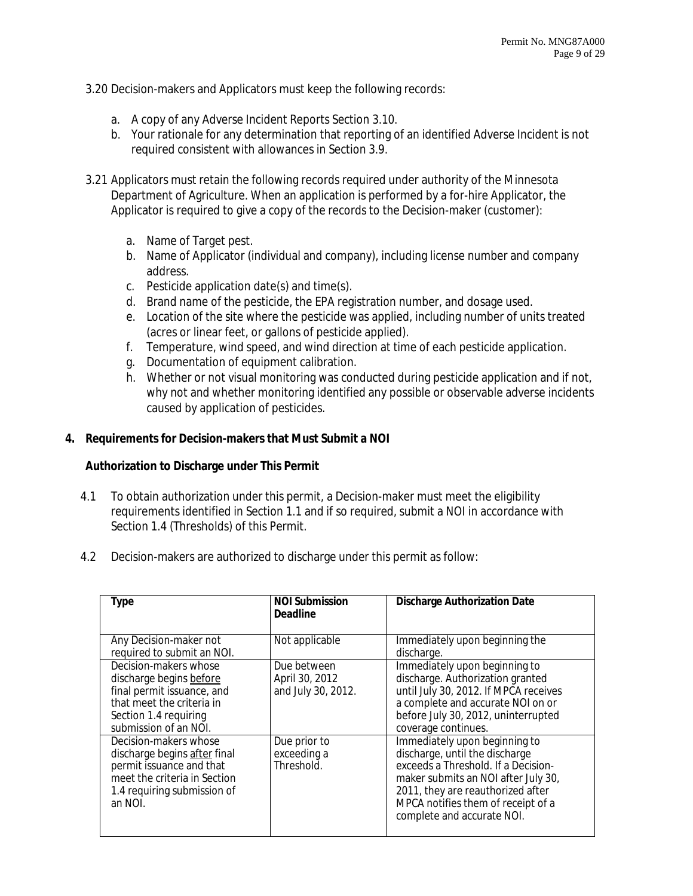3.20 Decision-makers and Applicators must keep the following records:

a. A copy of any Adverse Incident Reports Section 3.10.
b. Your rationale for any determination that reporting of an identified Adverse Incident is not required consistent with allowances in Section 3.9.

3.21 Applicators must retain the following records required under authority of the Minnesota Department of Agriculture. When an application is performed by a for-hire Applicator, the Applicator is required to give a copy of the records to the Decision-maker (customer):

a. Name of Target pest.
b. Name of Applicator (individual and company), including license number and company address.
c. Pesticide application date(s) and time(s).
d. Brand name of the pesticide, the EPA registration number, and dosage used.
e. Location of the site where the pesticide was applied, including number of units treated (acres or linear feet, or gallons of pesticide applied).
f. Temperature, wind speed, and wind direction at time of each pesticide application.
g. Documentation of equipment calibration.
h. Whether or not visual monitoring was conducted during pesticide application and if not, why not and whether monitoring identified any possible or observable adverse incidents caused by application of pesticides.

## 4. Requirements for Decision-makers that Must Submit a NOI

### Authorization to Discharge under This Permit

4.1 To obtain authorization under this permit, a Decision-maker must meet the eligibility requirements identified in Section 1.1 and if so required, submit a NOI in accordance with Section 1.4 (Thresholds) of this Permit.

4.2 Decision-makers are authorized to discharge under this permit as follow:

| Type | NOI Submission Deadline | Discharge Authorization Date |
|---|---|---|
| Any Decision-maker not required to submit an NOI. | Not applicable | Immediately upon beginning the discharge. |
| Decision-makers whose discharge begins before final permit issuance, and that meet the criteria in Section 1.4 requiring submission of an NOI. | Due between April 30, 2012 and July 30, 2012. | Immediately upon beginning to discharge. Authorization granted until July 30, 2012. If MPCA receives a complete and accurate NOI on or before July 30, 2012, uninterrupted coverage continues. |
| Decision-makers whose discharge begins after final permit issuance and that meet the criteria in Section 1.4 requiring submission of an NOI. | Due prior to exceeding a Threshold. | Immediately upon beginning to discharge, until the discharge exceeds a Threshold. If a Decision-maker submits an NOI after July 30, 2011, they are reauthorized after MPCA notifies them of receipt of a complete and accurate NOI. |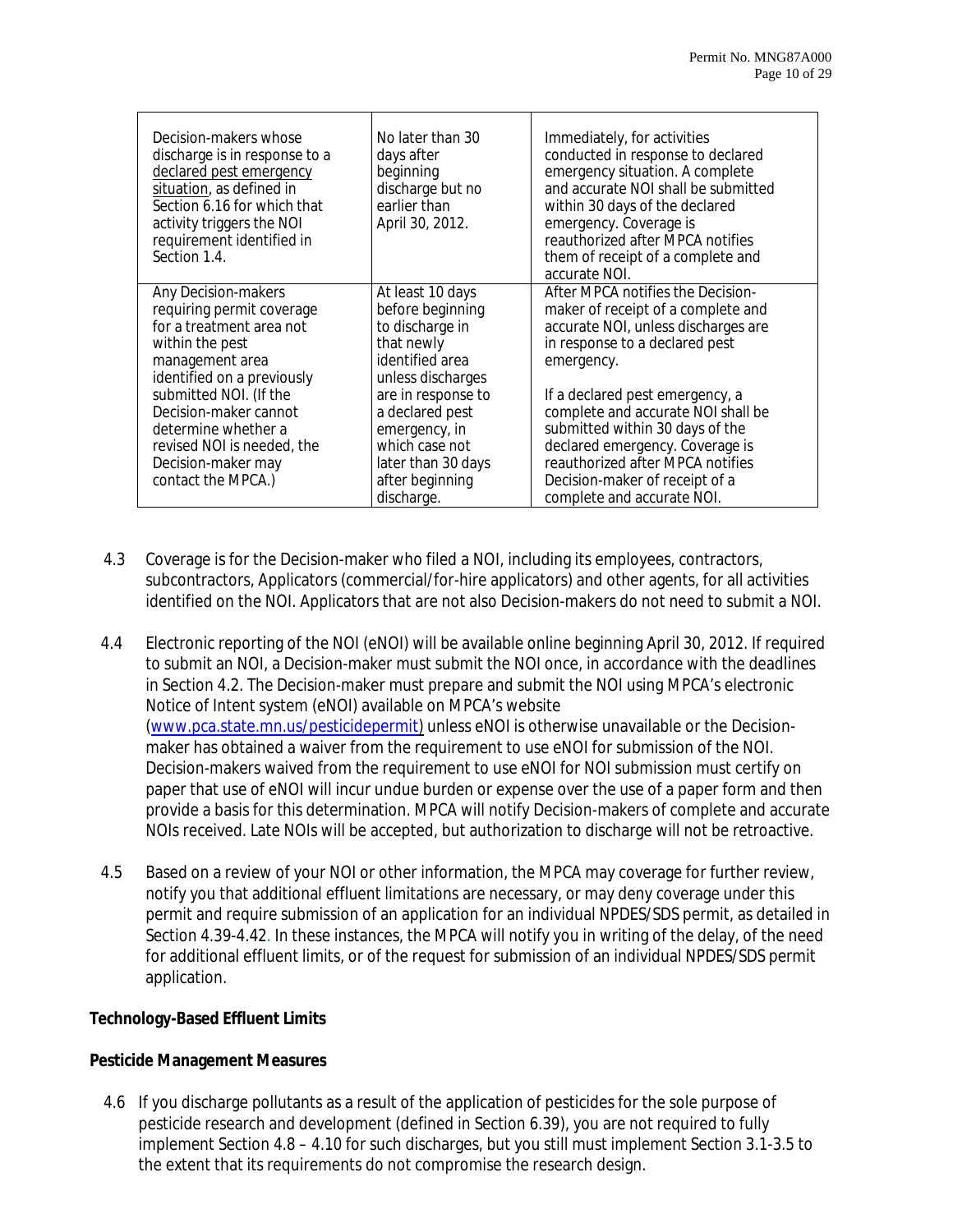| | | |
|---|---|---|
| Decision-makers whose discharge is in response to a declared pest emergency situation, as defined in Section 6.16 for which that activity triggers the NOI requirement identified in Section 1.4. | No later than 30 days after beginning discharge but no earlier than April 30, 2012. | Immediately, for activities conducted in response to declared emergency situation. A complete and accurate NOI shall be submitted within 30 days of the declared emergency. Coverage is reauthorized after MPCA notifies them of receipt of a complete and accurate NOI. |
| Any Decision-makers requiring permit coverage for a treatment area not within the pest management area identified on a previously submitted NOI. (If the Decision-maker cannot determine whether a revised NOI is needed, the Decision-maker may contact the MPCA.) | At least 10 days before beginning to discharge in that newly identified area unless discharges are in response to a declared pest emergency, in which case not later than 30 days after beginning discharge. | After MPCA notifies the Decision-maker of receipt of a complete and accurate NOI, unless discharges are in response to a declared pest emergency.<br><br>If a declared pest emergency, a complete and accurate NOI shall be submitted within 30 days of the declared emergency. Coverage is reauthorized after MPCA notifies Decision-maker of receipt of a complete and accurate NOI. |

4.3 Coverage is for the Decision-maker who filed a NOI, including its employees, contractors, subcontractors, Applicators (commercial/for-hire applicators) and other agents, for all activities identified on the NOI. Applicators that are not also Decision-makers do not need to submit a NOI.

4.4 Electronic reporting of the NOI (eNOI) will be available online beginning April 30, 2012. If required to submit an NOI, a Decision-maker must submit the NOI once, in accordance with the deadlines in Section 4.2. The Decision-maker must prepare and submit the NOI using MPCA's electronic Notice of Intent system (eNOI) available on MPCA's website (www.pca.state.mn.us/pesticidepermit) unless eNOI is otherwise unavailable or the Decision-maker has obtained a waiver from the requirement to use eNOI for submission of the NOI. Decision-makers waived from the requirement to use eNOI for NOI submission must certify on paper that use of eNOI will incur undue burden or expense over the use of a paper form and then provide a basis for this determination. MPCA will notify Decision-makers of complete and accurate NOIs received. Late NOIs will be accepted, but authorization to discharge will not be retroactive.

4.5 Based on a review of your NOI or other information, the MPCA may coverage for further review, notify you that additional effluent limitations are necessary, or may deny coverage under this permit and require submission of an application for an individual NPDES/SDS permit, as detailed in Section 4.39-4.42. In these instances, the MPCA will notify you in writing of the delay, of the need for additional effluent limits, or of the request for submission of an individual NPDES/SDS permit application.

**Technology-Based Effluent Limits**

**Pesticide Management Measures**

4.6 If you discharge pollutants as a result of the application of pesticides for the sole purpose of pesticide research and development (defined in Section 6.39), you are not required to fully implement Section 4.8 – 4.10 for such discharges, but you still must implement Section 3.1-3.5 to the extent that its requirements do not compromise the research design.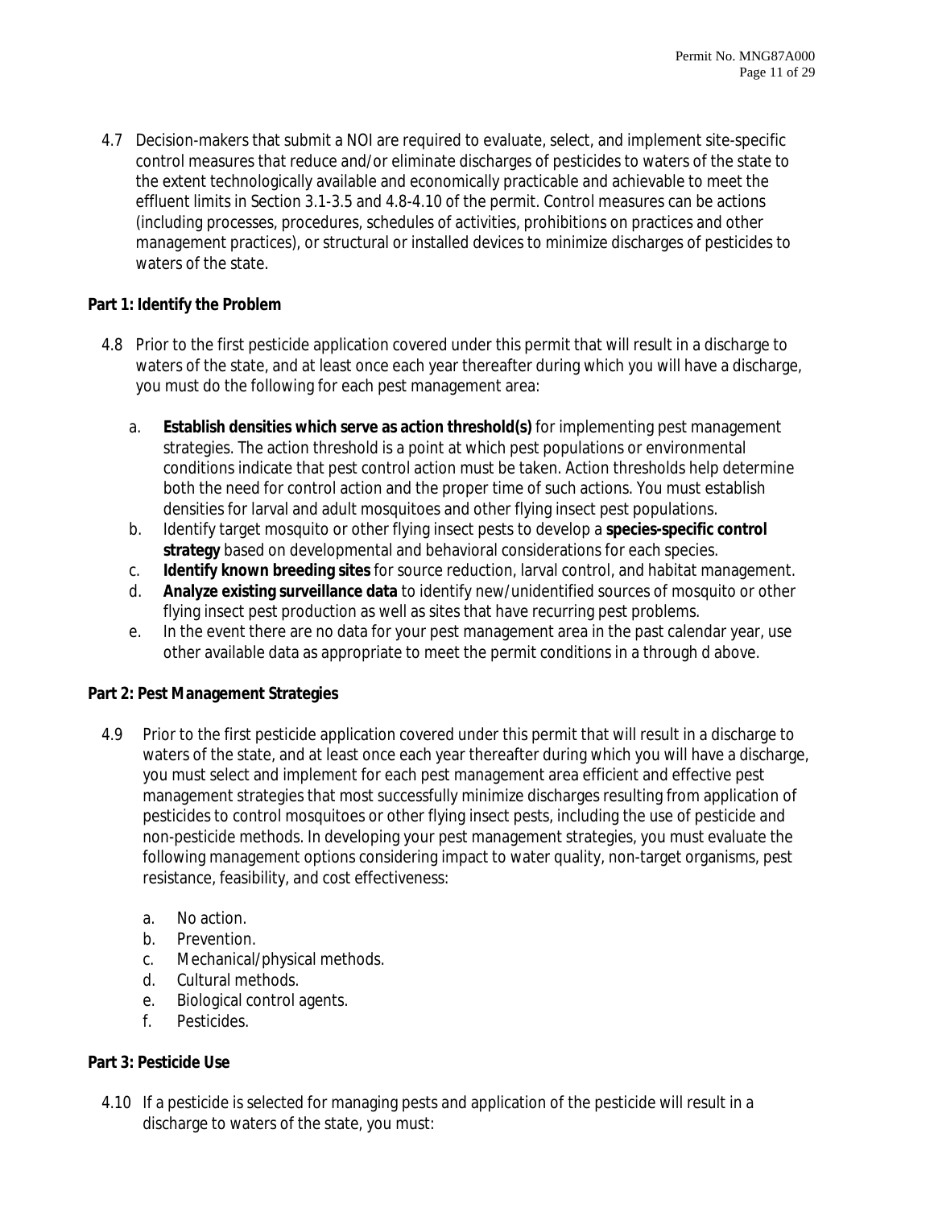4.7 Decision-makers that submit a NOI are required to evaluate, select, and implement site-specific control measures that reduce and/or eliminate discharges of pesticides to waters of the state to the extent technologically available and economically practicable and achievable to meet the effluent limits in Section 3.1-3.5 and 4.8-4.10 of the permit. Control measures can be actions (including processes, procedures, schedules of activities, prohibitions on practices and other management practices), or structural or installed devices to minimize discharges of pesticides to waters of the state.

**Part 1: Identify the Problem**

4.8 Prior to the first pesticide application covered under this permit that will result in a discharge to waters of the state, and at least once each year thereafter during which you will have a discharge, you must do the following for each pest management area:

   a. **Establish densities which serve as action threshold(s)** for implementing pest management strategies. The action threshold is a point at which pest populations or environmental conditions indicate that pest control action must be taken. Action thresholds help determine both the need for control action and the proper time of such actions. You must establish densities for larval and adult mosquitoes and other flying insect pest populations.
   b. Identify target mosquito or other flying insect pests to develop a **species-specific control strategy** based on developmental and behavioral considerations for each species.
   c. **Identify known breeding sites** for source reduction, larval control, and habitat management.
   d. **Analyze existing surveillance data** to identify new/unidentified sources of mosquito or other flying insect pest production as well as sites that have recurring pest problems.
   e. In the event there are no data for your pest management area in the past calendar year, use other available data as appropriate to meet the permit conditions in a through d above.

**Part 2: Pest Management Strategies**

4.9 Prior to the first pesticide application covered under this permit that will result in a discharge to waters of the state, and at least once each year thereafter during which you will have a discharge, you must select and implement for each pest management area efficient and effective pest management strategies that most successfully minimize discharges resulting from application of pesticides to control mosquitoes or other flying insect pests, including the use of pesticide and non-pesticide methods. In developing your pest management strategies, you must evaluate the following management options considering impact to water quality, non-target organisms, pest resistance, feasibility, and cost effectiveness:

   a. No action.
   b. Prevention.
   c. Mechanical/physical methods.
   d. Cultural methods.
   e. Biological control agents.
   f. Pesticides.

**Part 3: Pesticide Use**

4.10 If a pesticide is selected for managing pests and application of the pesticide will result in a discharge to waters of the state, you must: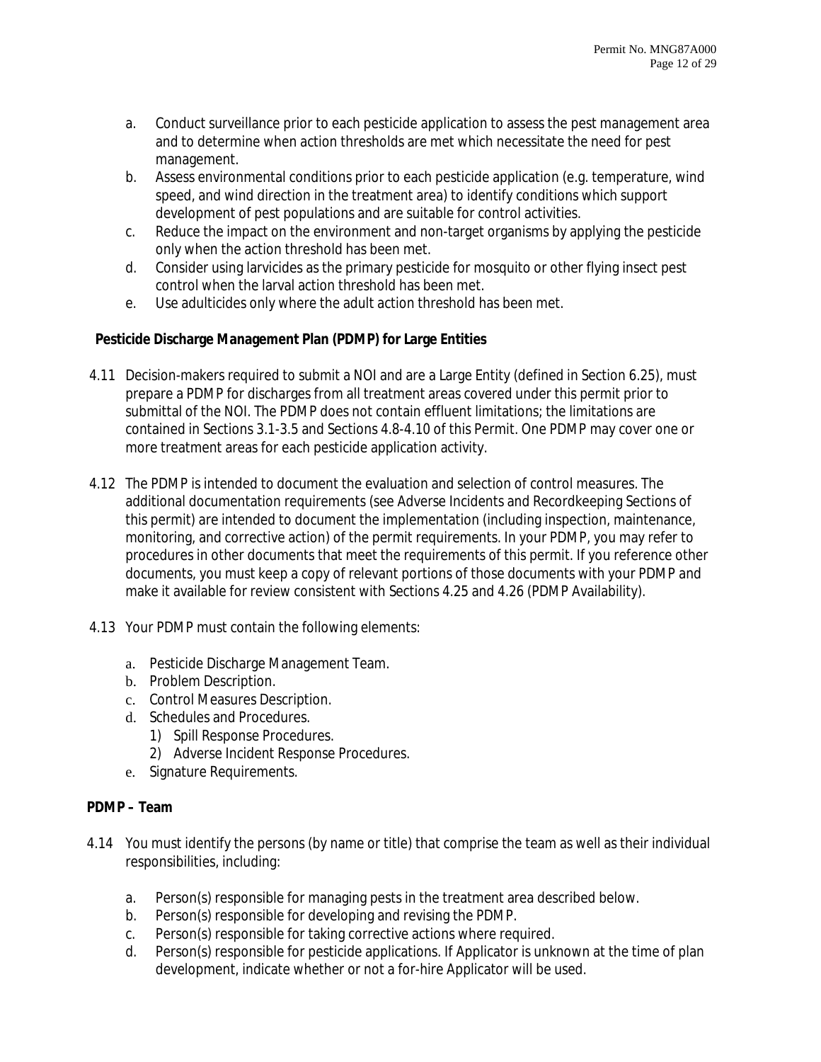a. Conduct surveillance prior to each pesticide application to assess the pest management area and to determine when action thresholds are met which necessitate the need for pest management.
b. Assess environmental conditions prior to each pesticide application (e.g. temperature, wind speed, and wind direction in the treatment area) to identify conditions which support development of pest populations and are suitable for control activities.
c. Reduce the impact on the environment and non-target organisms by applying the pesticide only when the action threshold has been met.
d. Consider using larvicides as the primary pesticide for mosquito or other flying insect pest control when the larval action threshold has been met.
e. Use adulticides only where the adult action threshold has been met.

**Pesticide Discharge Management Plan (PDMP) for Large Entities**

4.11 Decision-makers required to submit a NOI and are a Large Entity (defined in Section 6.25), must prepare a PDMP for discharges from all treatment areas covered under this permit prior to submittal of the NOI. The PDMP does not contain effluent limitations; the limitations are contained in Sections 3.1-3.5 and Sections 4.8-4.10 of this Permit. One PDMP may cover one or more treatment areas for each pesticide application activity.

4.12 The PDMP is intended to document the evaluation and selection of control measures. The additional documentation requirements (see Adverse Incidents and Recordkeeping Sections of this permit) are intended to document the implementation (including inspection, maintenance, monitoring, and corrective action) of the permit requirements. In your PDMP, you may refer to procedures in other documents that meet the requirements of this permit. If you reference other documents, you must keep a copy of relevant portions of those documents with your PDMP and make it available for review consistent with Sections 4.25 and 4.26 (PDMP Availability).

4.13 Your PDMP must contain the following elements:

a. Pesticide Discharge Management Team.
b. Problem Description.
c. Control Measures Description.
d. Schedules and Procedures.
   1) Spill Response Procedures.
   2) Adverse Incident Response Procedures.
e. Signature Requirements.

**PDMP – Team**

4.14 You must identify the persons (by name or title) that comprise the team as well as their individual responsibilities, including:

a. Person(s) responsible for managing pests in the treatment area described below.
b. Person(s) responsible for developing and revising the PDMP.
c. Person(s) responsible for taking corrective actions where required.
d. Person(s) responsible for pesticide applications. If Applicator is unknown at the time of plan development, indicate whether or not a for-hire Applicator will be used.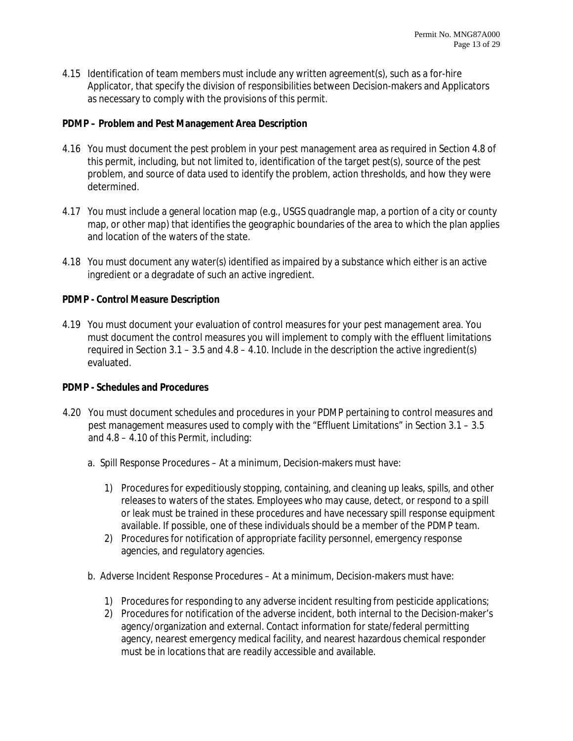4.15 Identification of team members must include any written agreement(s), such as a for-hire Applicator, that specify the division of responsibilities between Decision-makers and Applicators as necessary to comply with the provisions of this permit.

**PDMP – Problem and Pest Management Area Description**

4.16 You must document the pest problem in your pest management area as required in Section 4.8 of this permit, including, but not limited to, identification of the target pest(s), source of the pest problem, and source of data used to identify the problem, action thresholds, and how they were determined.

4.17 You must include a general location map (e.g., USGS quadrangle map, a portion of a city or county map, or other map) that identifies the geographic boundaries of the area to which the plan applies and location of the waters of the state.

4.18 You must document any water(s) identified as impaired by a substance which either is an active ingredient or a degradate of such an active ingredient.

**PDMP - Control Measure Description**

4.19 You must document your evaluation of control measures for your pest management area. You must document the control measures you will implement to comply with the effluent limitations required in Section 3.1 – 3.5 and 4.8 – 4.10. Include in the description the active ingredient(s) evaluated.

**PDMP - Schedules and Procedures**

4.20 You must document schedules and procedures in your PDMP pertaining to control measures and pest management measures used to comply with the "Effluent Limitations" in Section 3.1 – 3.5 and 4.8 – 4.10 of this Permit, including:

a. Spill Response Procedures – At a minimum, Decision-makers must have:

1) Procedures for expeditiously stopping, containing, and cleaning up leaks, spills, and other releases to waters of the states. Employees who may cause, detect, or respond to a spill or leak must be trained in these procedures and have necessary spill response equipment available. If possible, one of these individuals should be a member of the PDMP team.
2) Procedures for notification of appropriate facility personnel, emergency response agencies, and regulatory agencies.

b. Adverse Incident Response Procedures – At a minimum, Decision-makers must have:

1) Procedures for responding to any adverse incident resulting from pesticide applications;
2) Procedures for notification of the adverse incident, both internal to the Decision-maker's agency/organization and external. Contact information for state/federal permitting agency, nearest emergency medical facility, and nearest hazardous chemical responder must be in locations that are readily accessible and available.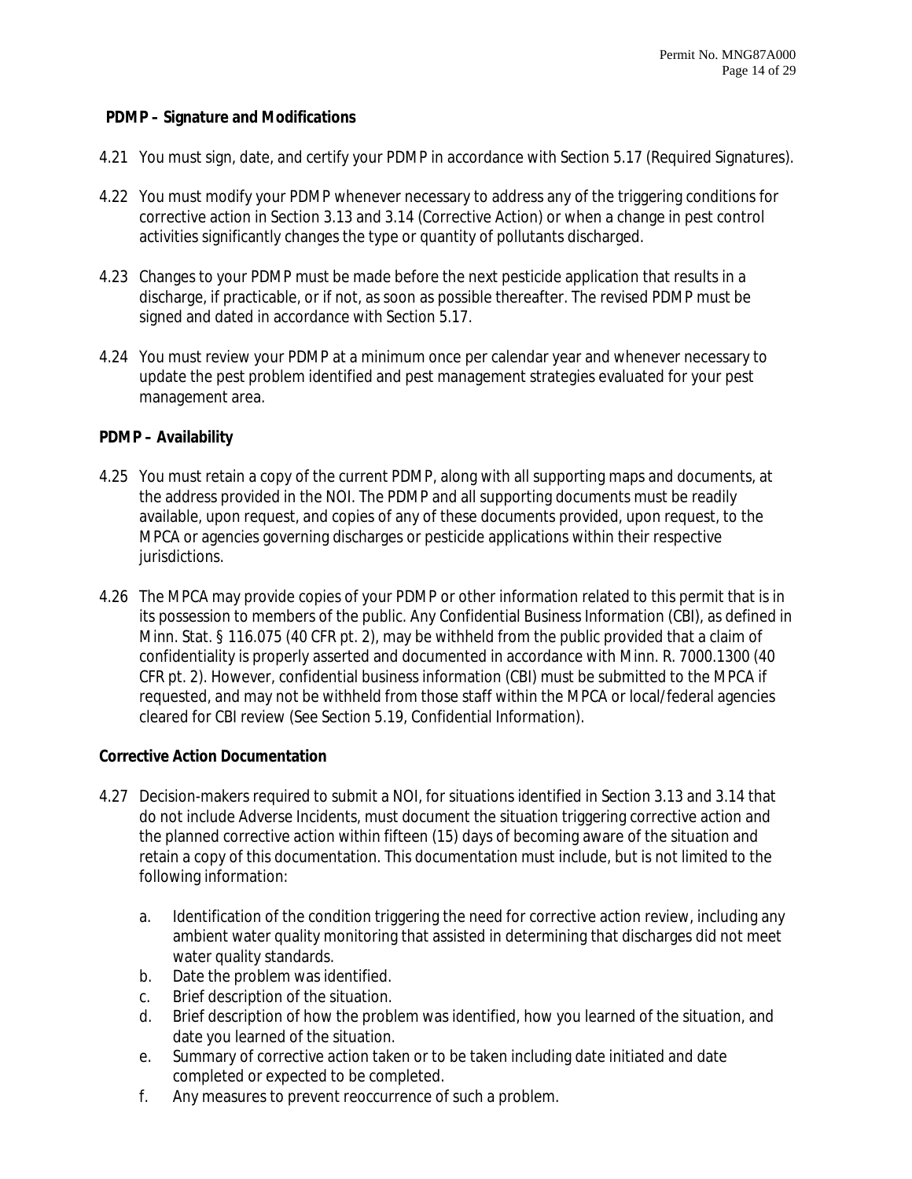**PDMP – Signature and Modifications**

4.21 You must sign, date, and certify your PDMP in accordance with Section 5.17 (Required Signatures).

4.22 You must modify your PDMP whenever necessary to address any of the triggering conditions for corrective action in Section 3.13 and 3.14 (Corrective Action) or when a change in pest control activities significantly changes the type or quantity of pollutants discharged.

4.23 Changes to your PDMP must be made before the next pesticide application that results in a discharge, if practicable, or if not, as soon as possible thereafter. The revised PDMP must be signed and dated in accordance with Section 5.17.

4.24 You must review your PDMP at a minimum once per calendar year and whenever necessary to update the pest problem identified and pest management strategies evaluated for your pest management area.

**PDMP – Availability**

4.25 You must retain a copy of the current PDMP, along with all supporting maps and documents, at the address provided in the NOI. The PDMP and all supporting documents must be readily available, upon request, and copies of any of these documents provided, upon request, to the MPCA or agencies governing discharges or pesticide applications within their respective jurisdictions.

4.26 The MPCA may provide copies of your PDMP or other information related to this permit that is in its possession to members of the public. Any Confidential Business Information (CBI), as defined in Minn. Stat. § 116.075 (40 CFR pt. 2), may be withheld from the public provided that a claim of confidentiality is properly asserted and documented in accordance with Minn. R. 7000.1300 (40 CFR pt. 2). However, confidential business information (CBI) must be submitted to the MPCA if requested, and may not be withheld from those staff within the MPCA or local/federal agencies cleared for CBI review (See Section 5.19, Confidential Information).

**Corrective Action Documentation**

4.27 Decision-makers required to submit a NOI, for situations identified in Section 3.13 and 3.14 that do not include Adverse Incidents, must document the situation triggering corrective action and the planned corrective action within fifteen (15) days of becoming aware of the situation and retain a copy of this documentation. This documentation must include, but is not limited to the following information:

a. Identification of the condition triggering the need for corrective action review, including any ambient water quality monitoring that assisted in determining that discharges did not meet water quality standards.
b. Date the problem was identified.
c. Brief description of the situation.
d. Brief description of how the problem was identified, how you learned of the situation, and date you learned of the situation.
e. Summary of corrective action taken or to be taken including date initiated and date completed or expected to be completed.
f. Any measures to prevent reoccurrence of such a problem.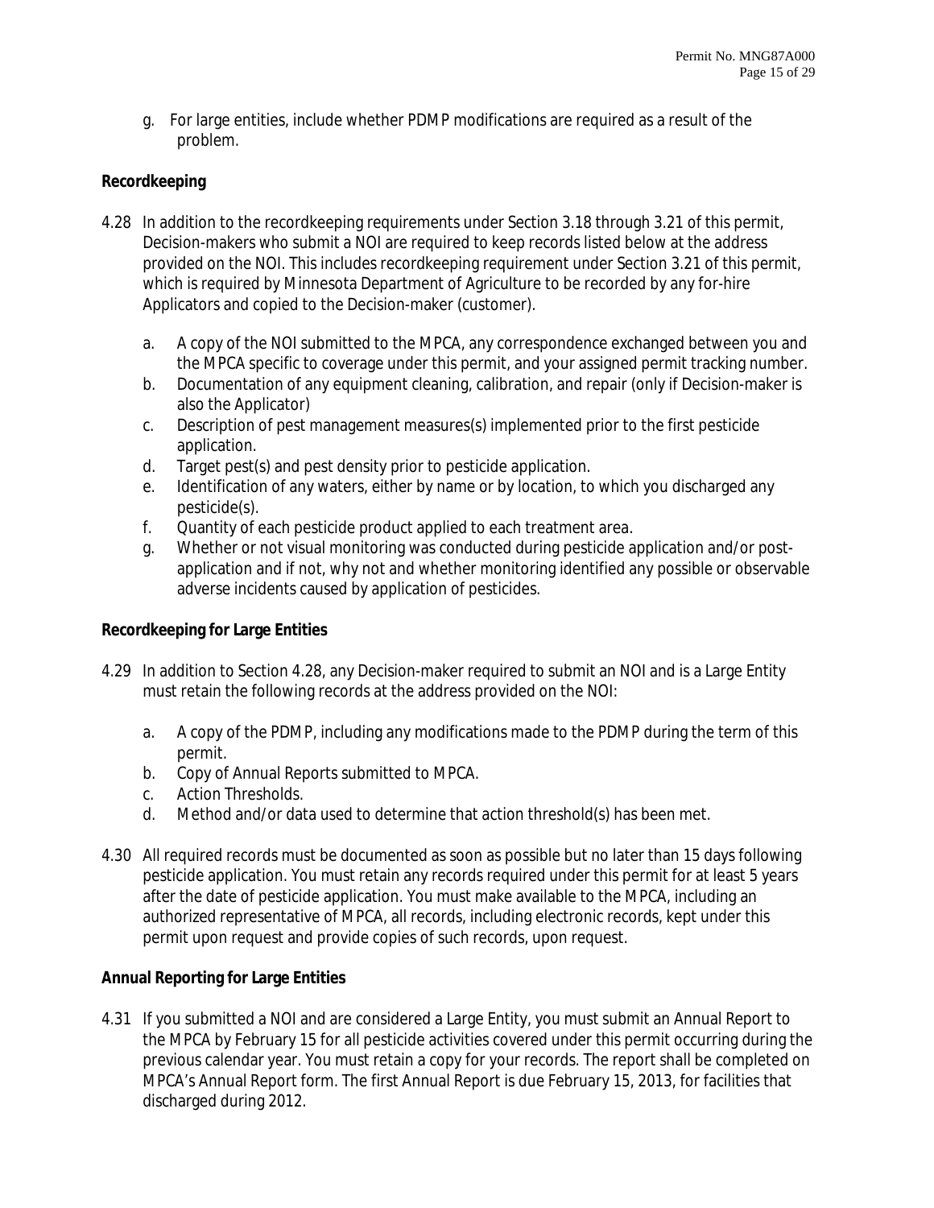g. For large entities, include whether PDMP modifications are required as a result of the problem.

**Recordkeeping**

4.28 In addition to the recordkeeping requirements under Section 3.18 through 3.21 of this permit, Decision-makers who submit a NOI are required to keep records listed below at the address provided on the NOI. This includes recordkeeping requirement under Section 3.21 of this permit, which is required by Minnesota Department of Agriculture to be recorded by any for-hire Applicators and copied to the Decision-maker (customer).

  a. A copy of the NOI submitted to the MPCA, any correspondence exchanged between you and the MPCA specific to coverage under this permit, and your assigned permit tracking number.
  b. Documentation of any equipment cleaning, calibration, and repair (only if Decision-maker is also the Applicator)
  c. Description of pest management measures(s) implemented prior to the first pesticide application.
  d. Target pest(s) and pest density prior to pesticide application.
  e. Identification of any waters, either by name or by location, to which you discharged any pesticide(s).
  f. Quantity of each pesticide product applied to each treatment area.
  g. Whether or not visual monitoring was conducted during pesticide application and/or post-application and if not, why not and whether monitoring identified any possible or observable adverse incidents caused by application of pesticides.

**Recordkeeping for Large Entities**

4.29 In addition to Section 4.28, any Decision-maker required to submit an NOI and is a Large Entity must retain the following records at the address provided on the NOI:

  a. A copy of the PDMP, including any modifications made to the PDMP during the term of this permit.
  b. Copy of Annual Reports submitted to MPCA.
  c. Action Thresholds.
  d. Method and/or data used to determine that action threshold(s) has been met.

4.30 All required records must be documented as soon as possible but no later than 15 days following pesticide application. You must retain any records required under this permit for at least 5 years after the date of pesticide application. You must make available to the MPCA, including an authorized representative of MPCA, all records, including electronic records, kept under this permit upon request and provide copies of such records, upon request.

**Annual Reporting for Large Entities**

4.31 If you submitted a NOI and are considered a Large Entity, you must submit an Annual Report to the MPCA by February 15 for all pesticide activities covered under this permit occurring during the previous calendar year. You must retain a copy for your records. The report shall be completed on MPCA's Annual Report form. The first Annual Report is due February 15, 2013, for facilities that discharged during 2012.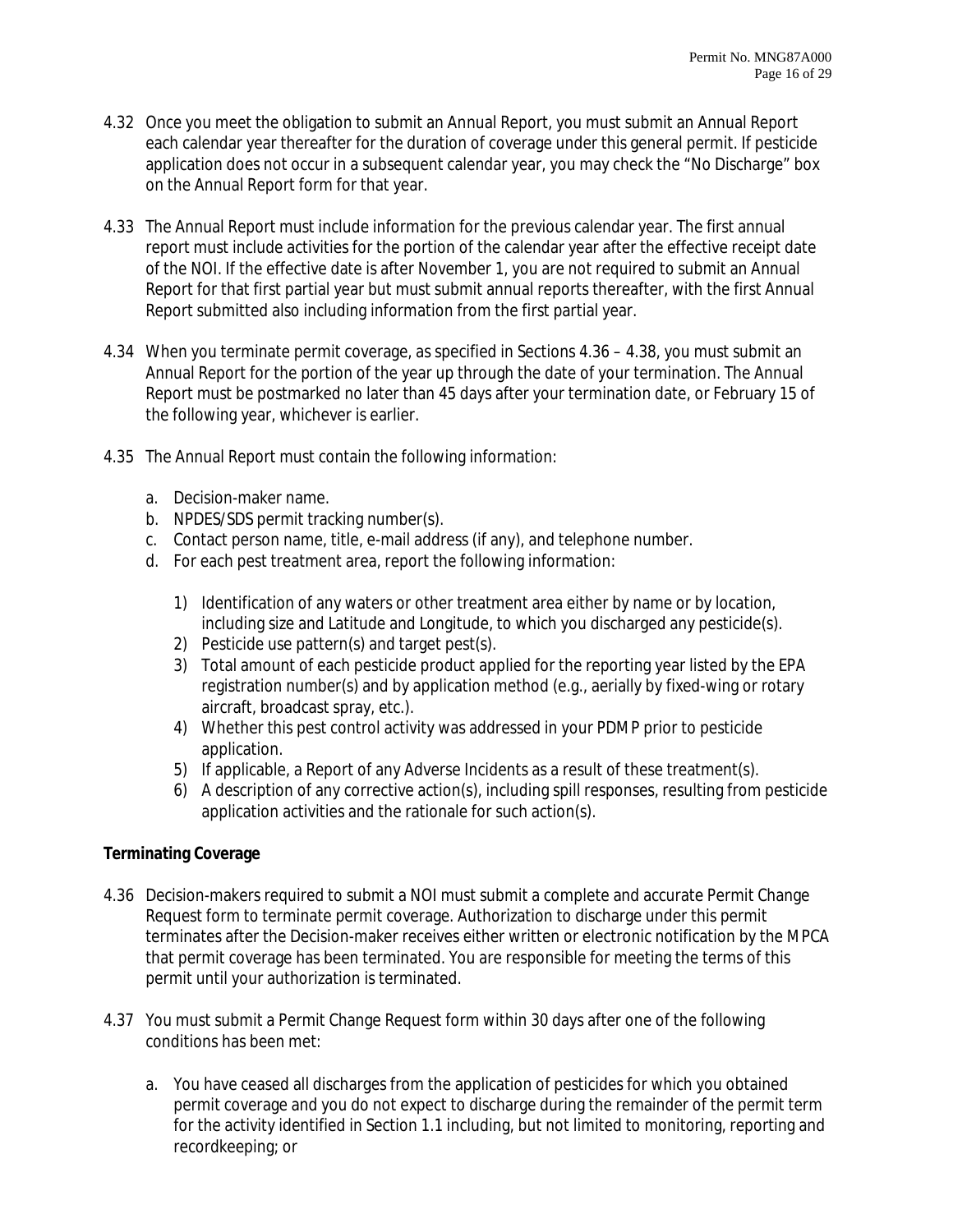4.32 Once you meet the obligation to submit an Annual Report, you must submit an Annual Report each calendar year thereafter for the duration of coverage under this general permit. If pesticide application does not occur in a subsequent calendar year, you may check the "No Discharge" box on the Annual Report form for that year.

4.33 The Annual Report must include information for the previous calendar year. The first annual report must include activities for the portion of the calendar year after the effective receipt date of the NOI. If the effective date is after November 1, you are not required to submit an Annual Report for that first partial year but must submit annual reports thereafter, with the first Annual Report submitted also including information from the first partial year.

4.34 When you terminate permit coverage, as specified in Sections 4.36 – 4.38, you must submit an Annual Report for the portion of the year up through the date of your termination. The Annual Report must be postmarked no later than 45 days after your termination date, or February 15 of the following year, whichever is earlier.

4.35 The Annual Report must contain the following information:

a. Decision-maker name.
b. NPDES/SDS permit tracking number(s).
c. Contact person name, title, e-mail address (if any), and telephone number.
d. For each pest treatment area, report the following information:
   1) Identification of any waters or other treatment area either by name or by location, including size and Latitude and Longitude, to which you discharged any pesticide(s).
   2) Pesticide use pattern(s) and target pest(s).
   3) Total amount of each pesticide product applied for the reporting year listed by the EPA registration number(s) and by application method (e.g., aerially by fixed-wing or rotary aircraft, broadcast spray, etc.).
   4) Whether this pest control activity was addressed in your PDMP prior to pesticide application.
   5) If applicable, a Report of any Adverse Incidents as a result of these treatment(s).
   6) A description of any corrective action(s), including spill responses, resulting from pesticide application activities and the rationale for such action(s).

**Terminating Coverage**

4.36 Decision-makers required to submit a NOI must submit a complete and accurate Permit Change Request form to terminate permit coverage. Authorization to discharge under this permit terminates after the Decision-maker receives either written or electronic notification by the MPCA that permit coverage has been terminated. You are responsible for meeting the terms of this permit until your authorization is terminated.

4.37 You must submit a Permit Change Request form within 30 days after one of the following conditions has been met:

a. You have ceased all discharges from the application of pesticides for which you obtained permit coverage and you do not expect to discharge during the remainder of the permit term for the activity identified in Section 1.1 including, but not limited to monitoring, reporting and recordkeeping; or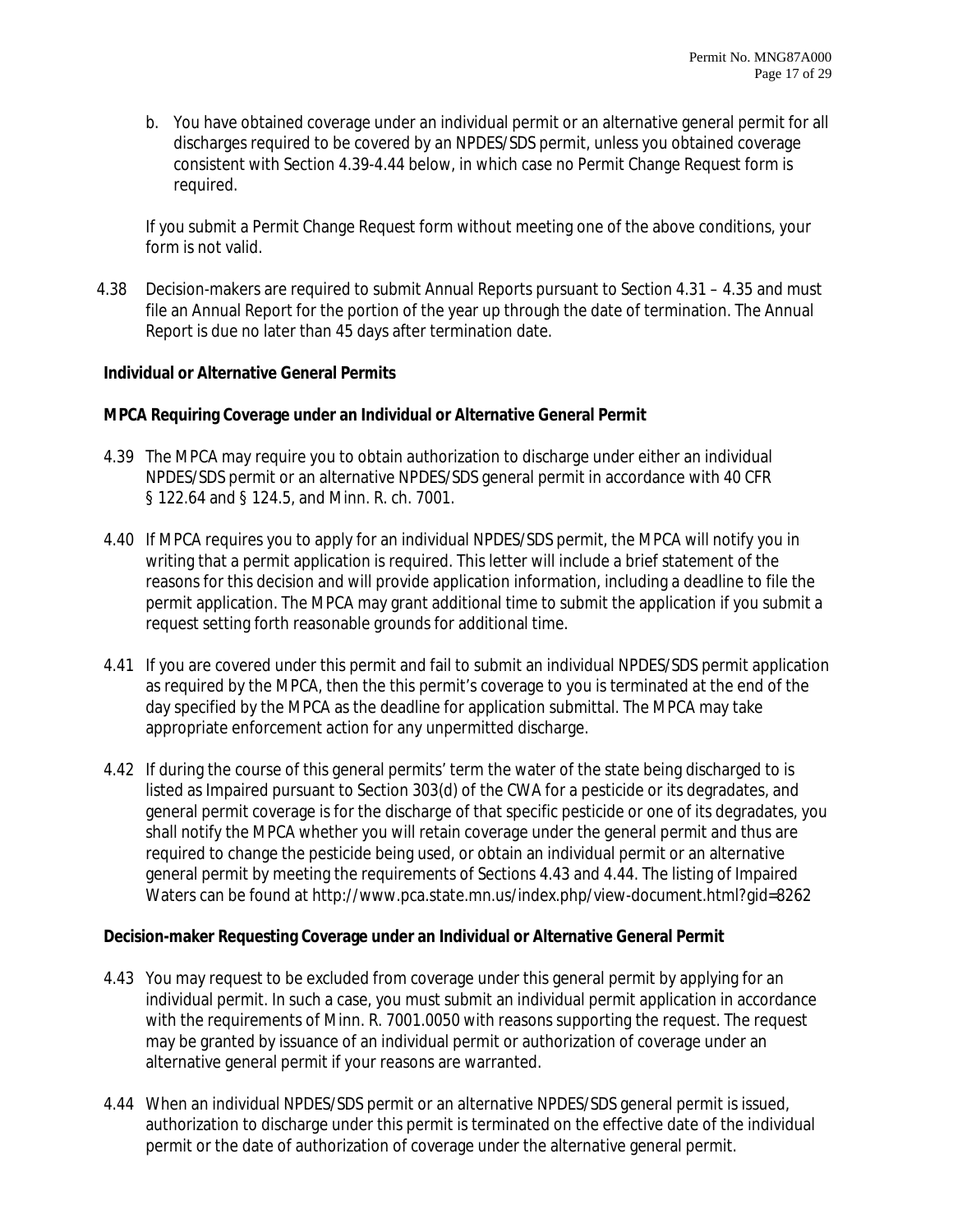b. You have obtained coverage under an individual permit or an alternative general permit for all discharges required to be covered by an NPDES/SDS permit, unless you obtained coverage consistent with Section 4.39-4.44 below, in which case no Permit Change Request form is required.

If you submit a Permit Change Request form without meeting one of the above conditions, your form is not valid.

4.38 Decision-makers are required to submit Annual Reports pursuant to Section 4.31 – 4.35 and must file an Annual Report for the portion of the year up through the date of termination. The Annual Report is due no later than 45 days after termination date.

**Individual or Alternative General Permits**

**MPCA Requiring Coverage under an Individual or Alternative General Permit**

4.39 The MPCA may require you to obtain authorization to discharge under either an individual NPDES/SDS permit or an alternative NPDES/SDS general permit in accordance with 40 CFR § 122.64 and § 124.5, and Minn. R. ch. 7001.

4.40 If MPCA requires you to apply for an individual NPDES/SDS permit, the MPCA will notify you in writing that a permit application is required. This letter will include a brief statement of the reasons for this decision and will provide application information, including a deadline to file the permit application. The MPCA may grant additional time to submit the application if you submit a request setting forth reasonable grounds for additional time.

4.41 If you are covered under this permit and fail to submit an individual NPDES/SDS permit application as required by the MPCA, then the this permit's coverage to you is terminated at the end of the day specified by the MPCA as the deadline for application submittal. The MPCA may take appropriate enforcement action for any unpermitted discharge.

4.42 If during the course of this general permits' term the water of the state being discharged to is listed as Impaired pursuant to Section 303(d) of the CWA for a pesticide or its degradates, and general permit coverage is for the discharge of that specific pesticide or one of its degradates, you shall notify the MPCA whether you will retain coverage under the general permit and thus are required to change the pesticide being used, or obtain an individual permit or an alternative general permit by meeting the requirements of Sections 4.43 and 4.44. The listing of Impaired Waters can be found at http://www.pca.state.mn.us/index.php/view-document.html?gid=8262

**Decision-maker Requesting Coverage under an Individual or Alternative General Permit**

4.43 You may request to be excluded from coverage under this general permit by applying for an individual permit. In such a case, you must submit an individual permit application in accordance with the requirements of Minn. R. 7001.0050 with reasons supporting the request. The request may be granted by issuance of an individual permit or authorization of coverage under an alternative general permit if your reasons are warranted.

4.44 When an individual NPDES/SDS permit or an alternative NPDES/SDS general permit is issued, authorization to discharge under this permit is terminated on the effective date of the individual permit or the date of authorization of coverage under the alternative general permit.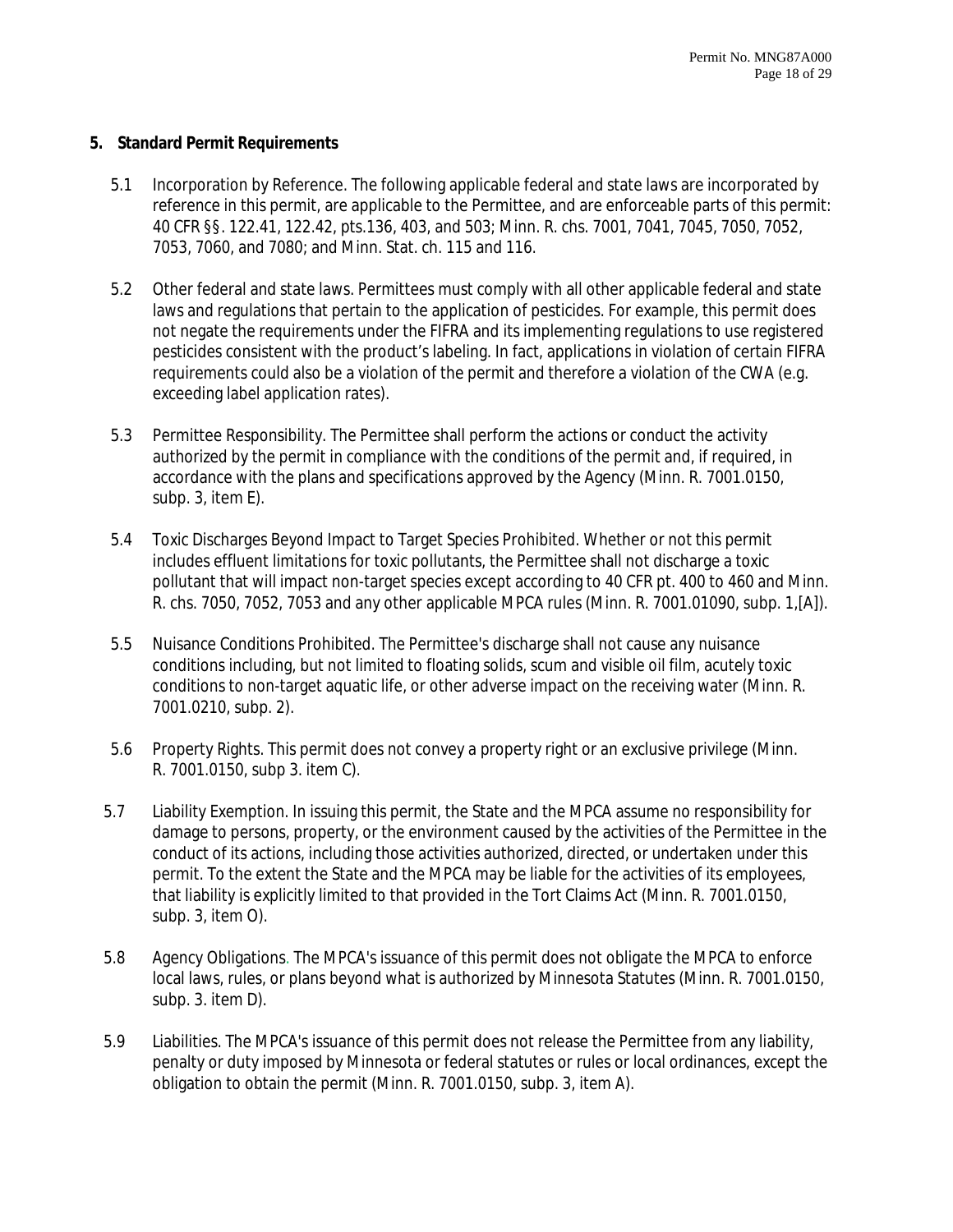## 5. Standard Permit Requirements

5.1 Incorporation by Reference. The following applicable federal and state laws are incorporated by reference in this permit, are applicable to the Permittee, and are enforceable parts of this permit: 40 CFR §§. 122.41, 122.42, pts.136, 403, and 503; Minn. R. chs. 7001, 7041, 7045, 7050, 7052, 7053, 7060, and 7080; and Minn. Stat. ch. 115 and 116.

5.2 Other federal and state laws. Permittees must comply with all other applicable federal and state laws and regulations that pertain to the application of pesticides. For example, this permit does not negate the requirements under the FIFRA and its implementing regulations to use registered pesticides consistent with the product's labeling. In fact, applications in violation of certain FIFRA requirements could also be a violation of the permit and therefore a violation of the CWA (e.g. exceeding label application rates).

5.3 Permittee Responsibility. The Permittee shall perform the actions or conduct the activity authorized by the permit in compliance with the conditions of the permit and, if required, in accordance with the plans and specifications approved by the Agency (Minn. R. 7001.0150, subp. 3, item E).

5.4 Toxic Discharges Beyond Impact to Target Species Prohibited. Whether or not this permit includes effluent limitations for toxic pollutants, the Permittee shall not discharge a toxic pollutant that will impact non-target species except according to 40 CFR pt. 400 to 460 and Minn. R. chs. 7050, 7052, 7053 and any other applicable MPCA rules (Minn. R. 7001.01090, subp. 1,[A]).

5.5 Nuisance Conditions Prohibited. The Permittee's discharge shall not cause any nuisance conditions including, but not limited to floating solids, scum and visible oil film, acutely toxic conditions to non-target aquatic life, or other adverse impact on the receiving water (Minn. R. 7001.0210, subp. 2).

5.6 Property Rights. This permit does not convey a property right or an exclusive privilege (Minn. R. 7001.0150, subp 3. item C).

5.7 Liability Exemption. In issuing this permit, the State and the MPCA assume no responsibility for damage to persons, property, or the environment caused by the activities of the Permittee in the conduct of its actions, including those activities authorized, directed, or undertaken under this permit. To the extent the State and the MPCA may be liable for the activities of its employees, that liability is explicitly limited to that provided in the Tort Claims Act (Minn. R. 7001.0150, subp. 3, item O).

5.8 Agency Obligations. The MPCA's issuance of this permit does not obligate the MPCA to enforce local laws, rules, or plans beyond what is authorized by Minnesota Statutes (Minn. R. 7001.0150, subp. 3. item D).

5.9 Liabilities. The MPCA's issuance of this permit does not release the Permittee from any liability, penalty or duty imposed by Minnesota or federal statutes or rules or local ordinances, except the obligation to obtain the permit (Minn. R. 7001.0150, subp. 3, item A).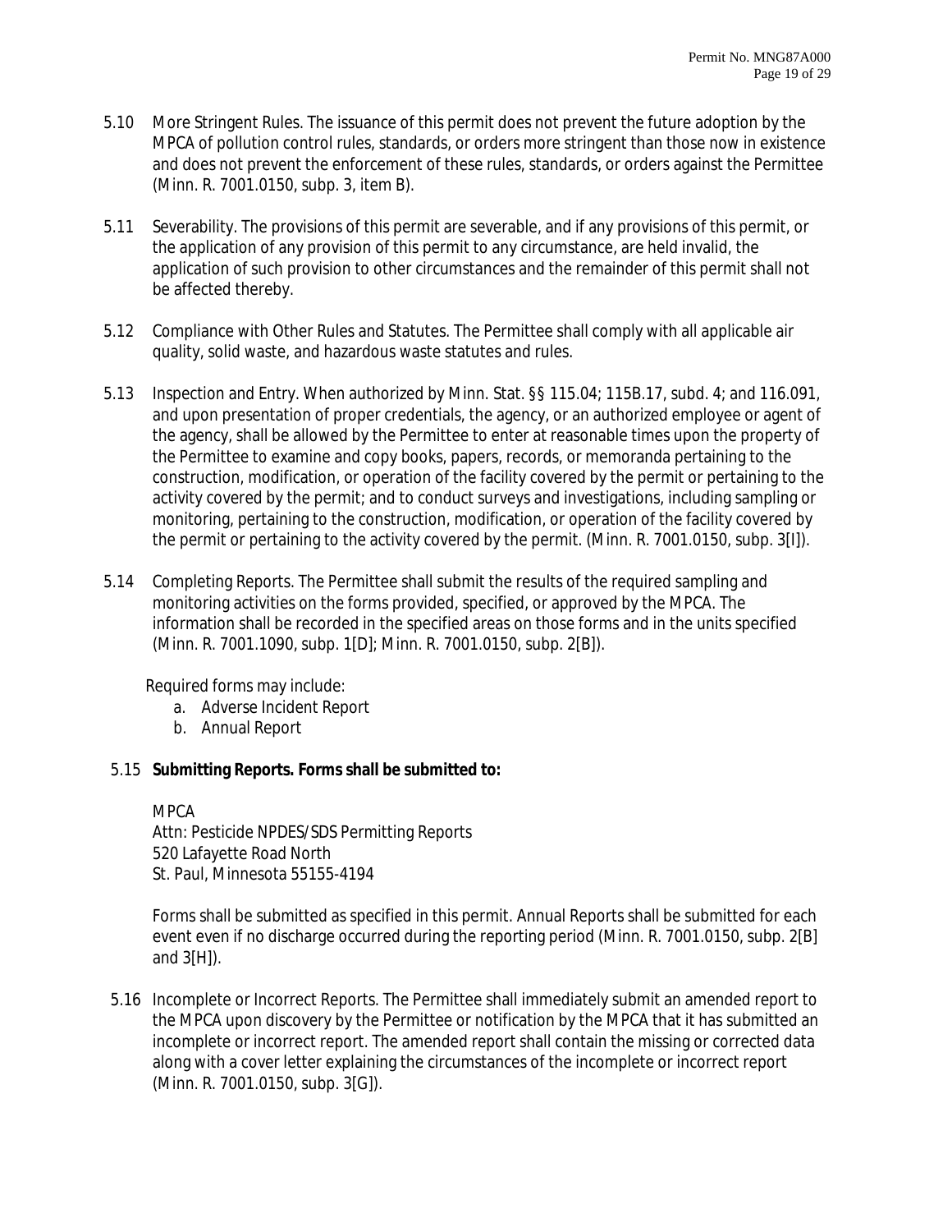5.10 More Stringent Rules. The issuance of this permit does not prevent the future adoption by the MPCA of pollution control rules, standards, or orders more stringent than those now in existence and does not prevent the enforcement of these rules, standards, or orders against the Permittee (Minn. R. 7001.0150, subp. 3, item B).

5.11 Severability. The provisions of this permit are severable, and if any provisions of this permit, or the application of any provision of this permit to any circumstance, are held invalid, the application of such provision to other circumstances and the remainder of this permit shall not be affected thereby.

5.12 Compliance with Other Rules and Statutes. The Permittee shall comply with all applicable air quality, solid waste, and hazardous waste statutes and rules.

5.13 Inspection and Entry. When authorized by Minn. Stat. §§ 115.04; 115B.17, subd. 4; and 116.091, and upon presentation of proper credentials, the agency, or an authorized employee or agent of the agency, shall be allowed by the Permittee to enter at reasonable times upon the property of the Permittee to examine and copy books, papers, records, or memoranda pertaining to the construction, modification, or operation of the facility covered by the permit or pertaining to the activity covered by the permit; and to conduct surveys and investigations, including sampling or monitoring, pertaining to the construction, modification, or operation of the facility covered by the permit or pertaining to the activity covered by the permit. (Minn. R. 7001.0150, subp. 3[I]).

5.14 Completing Reports. The Permittee shall submit the results of the required sampling and monitoring activities on the forms provided, specified, or approved by the MPCA. The information shall be recorded in the specified areas on those forms and in the units specified (Minn. R. 7001.1090, subp. 1[D]; Minn. R. 7001.0150, subp. 2[B]).

Required forms may include:

a. Adverse Incident Report
b. Annual Report

5.15 **Submitting Reports. Forms shall be submitted to:**

MPCA
Attn: Pesticide NPDES/SDS Permitting Reports
520 Lafayette Road North
St. Paul, Minnesota 55155-4194

Forms shall be submitted as specified in this permit. Annual Reports shall be submitted for each event even if no discharge occurred during the reporting period (Minn. R. 7001.0150, subp. 2[B] and 3[H]).

5.16 Incomplete or Incorrect Reports. The Permittee shall immediately submit an amended report to the MPCA upon discovery by the Permittee or notification by the MPCA that it has submitted an incomplete or incorrect report. The amended report shall contain the missing or corrected data along with a cover letter explaining the circumstances of the incomplete or incorrect report (Minn. R. 7001.0150, subp. 3[G]).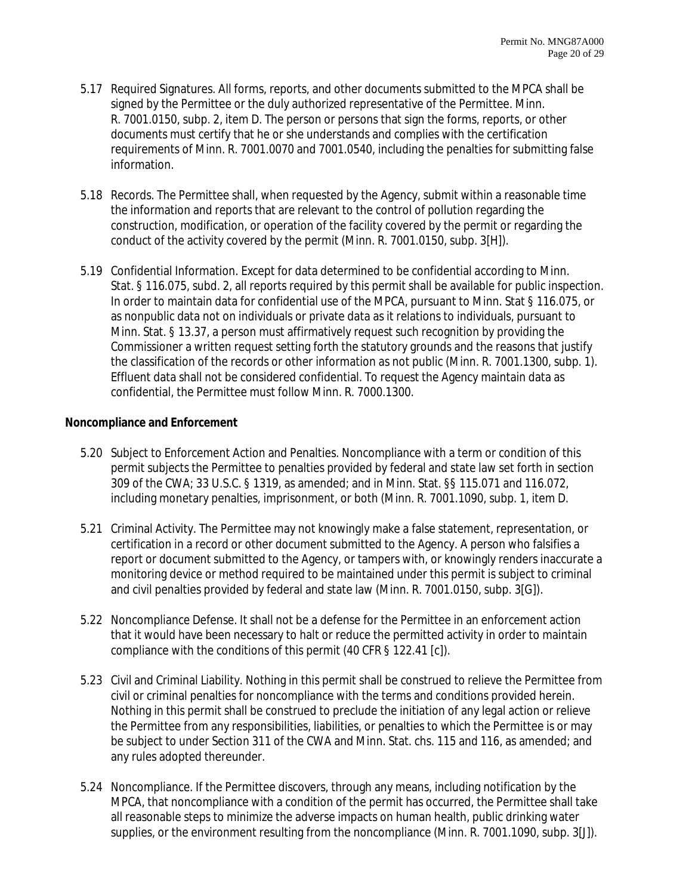5.17 Required Signatures. All forms, reports, and other documents submitted to the MPCA shall be signed by the Permittee or the duly authorized representative of the Permittee. Minn. R. 7001.0150, subp. 2, item D. The person or persons that sign the forms, reports, or other documents must certify that he or she understands and complies with the certification requirements of Minn. R. 7001.0070 and 7001.0540, including the penalties for submitting false information.

5.18 Records. The Permittee shall, when requested by the Agency, submit within a reasonable time the information and reports that are relevant to the control of pollution regarding the construction, modification, or operation of the facility covered by the permit or regarding the conduct of the activity covered by the permit (Minn. R. 7001.0150, subp. 3[H]).

5.19 Confidential Information. Except for data determined to be confidential according to Minn. Stat. § 116.075, subd. 2, all reports required by this permit shall be available for public inspection. In order to maintain data for confidential use of the MPCA, pursuant to Minn. Stat § 116.075, or as nonpublic data not on individuals or private data as it relations to individuals, pursuant to Minn. Stat. § 13.37, a person must affirmatively request such recognition by providing the Commissioner a written request setting forth the statutory grounds and the reasons that justify the classification of the records or other information as not public (Minn. R. 7001.1300, subp. 1). Effluent data shall not be considered confidential. To request the Agency maintain data as confidential, the Permittee must follow Minn. R. 7000.1300.

**Noncompliance and Enforcement**

5.20 Subject to Enforcement Action and Penalties. Noncompliance with a term or condition of this permit subjects the Permittee to penalties provided by federal and state law set forth in section 309 of the CWA; 33 U.S.C. § 1319, as amended; and in Minn. Stat. §§ 115.071 and 116.072, including monetary penalties, imprisonment, or both (Minn. R. 7001.1090, subp. 1, item D.

5.21 Criminal Activity. The Permittee may not knowingly make a false statement, representation, or certification in a record or other document submitted to the Agency. A person who falsifies a report or document submitted to the Agency, or tampers with, or knowingly renders inaccurate a monitoring device or method required to be maintained under this permit is subject to criminal and civil penalties provided by federal and state law (Minn. R. 7001.0150, subp. 3[G]).

5.22 Noncompliance Defense. It shall not be a defense for the Permittee in an enforcement action that it would have been necessary to halt or reduce the permitted activity in order to maintain compliance with the conditions of this permit (40 CFR § 122.41 [c]).

5.23 Civil and Criminal Liability. Nothing in this permit shall be construed to relieve the Permittee from civil or criminal penalties for noncompliance with the terms and conditions provided herein. Nothing in this permit shall be construed to preclude the initiation of any legal action or relieve the Permittee from any responsibilities, liabilities, or penalties to which the Permittee is or may be subject to under Section 311 of the CWA and Minn. Stat. chs. 115 and 116, as amended; and any rules adopted thereunder.

5.24 Noncompliance. If the Permittee discovers, through any means, including notification by the MPCA, that noncompliance with a condition of the permit has occurred, the Permittee shall take all reasonable steps to minimize the adverse impacts on human health, public drinking water supplies, or the environment resulting from the noncompliance (Minn. R. 7001.1090, subp. 3[J]).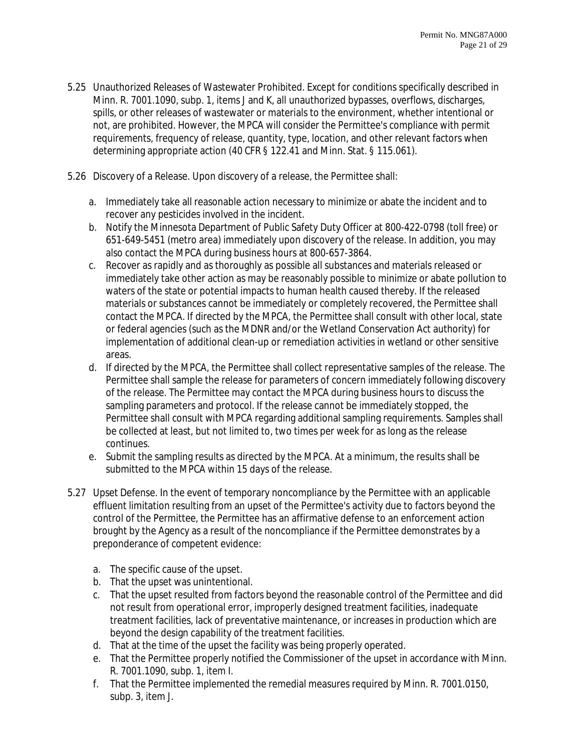5.25 Unauthorized Releases of Wastewater Prohibited. Except for conditions specifically described in Minn. R. 7001.1090, subp. 1, items J and K, all unauthorized bypasses, overflows, discharges, spills, or other releases of wastewater or materials to the environment, whether intentional or not, are prohibited. However, the MPCA will consider the Permittee's compliance with permit requirements, frequency of release, quantity, type, location, and other relevant factors when determining appropriate action (40 CFR § 122.41 and Minn. Stat. § 115.061).

5.26 Discovery of a Release. Upon discovery of a release, the Permittee shall:

a. Immediately take all reasonable action necessary to minimize or abate the incident and to recover any pesticides involved in the incident.
b. Notify the Minnesota Department of Public Safety Duty Officer at 800-422-0798 (toll free) or 651-649-5451 (metro area) immediately upon discovery of the release. In addition, you may also contact the MPCA during business hours at 800-657-3864.
c. Recover as rapidly and as thoroughly as possible all substances and materials released or immediately take other action as may be reasonably possible to minimize or abate pollution to waters of the state or potential impacts to human health caused thereby. If the released materials or substances cannot be immediately or completely recovered, the Permittee shall contact the MPCA. If directed by the MPCA, the Permittee shall consult with other local, state or federal agencies (such as the MDNR and/or the Wetland Conservation Act authority) for implementation of additional clean-up or remediation activities in wetland or other sensitive areas.
d. If directed by the MPCA, the Permittee shall collect representative samples of the release. The Permittee shall sample the release for parameters of concern immediately following discovery of the release. The Permittee may contact the MPCA during business hours to discuss the sampling parameters and protocol. If the release cannot be immediately stopped, the Permittee shall consult with MPCA regarding additional sampling requirements. Samples shall be collected at least, but not limited to, two times per week for as long as the release continues.
e. Submit the sampling results as directed by the MPCA. At a minimum, the results shall be submitted to the MPCA within 15 days of the release.

5.27 Upset Defense. In the event of temporary noncompliance by the Permittee with an applicable effluent limitation resulting from an upset of the Permittee's activity due to factors beyond the control of the Permittee, the Permittee has an affirmative defense to an enforcement action brought by the Agency as a result of the noncompliance if the Permittee demonstrates by a preponderance of competent evidence:

a. The specific cause of the upset.
b. That the upset was unintentional.
c. That the upset resulted from factors beyond the reasonable control of the Permittee and did not result from operational error, improperly designed treatment facilities, inadequate treatment facilities, lack of preventative maintenance, or increases in production which are beyond the design capability of the treatment facilities.
d. That at the time of the upset the facility was being properly operated.
e. That the Permittee properly notified the Commissioner of the upset in accordance with Minn. R. 7001.1090, subp. 1, item I.
f. That the Permittee implemented the remedial measures required by Minn. R. 7001.0150, subp. 3, item J.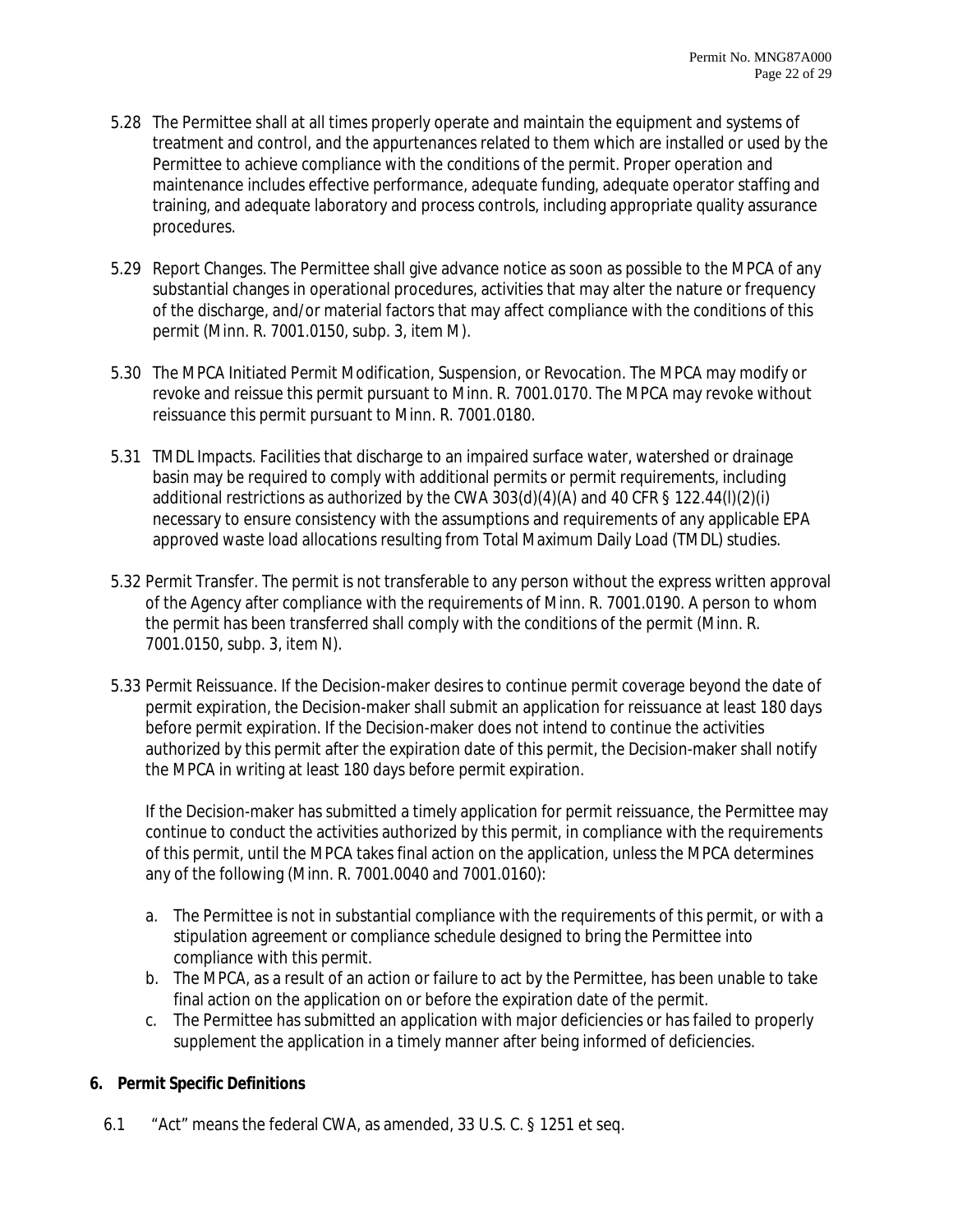5.28 The Permittee shall at all times properly operate and maintain the equipment and systems of treatment and control, and the appurtenances related to them which are installed or used by the Permittee to achieve compliance with the conditions of the permit. Proper operation and maintenance includes effective performance, adequate funding, adequate operator staffing and training, and adequate laboratory and process controls, including appropriate quality assurance procedures.

5.29 Report Changes. The Permittee shall give advance notice as soon as possible to the MPCA of any substantial changes in operational procedures, activities that may alter the nature or frequency of the discharge, and/or material factors that may affect compliance with the conditions of this permit (Minn. R. 7001.0150, subp. 3, item M).

5.30 The MPCA Initiated Permit Modification, Suspension, or Revocation. The MPCA may modify or revoke and reissue this permit pursuant to Minn. R. 7001.0170. The MPCA may revoke without reissuance this permit pursuant to Minn. R. 7001.0180.

5.31 TMDL Impacts. Facilities that discharge to an impaired surface water, watershed or drainage basin may be required to comply with additional permits or permit requirements, including additional restrictions as authorized by the CWA 303(d)(4)(A) and 40 CFR § 122.44(l)(2)(i) necessary to ensure consistency with the assumptions and requirements of any applicable EPA approved waste load allocations resulting from Total Maximum Daily Load (TMDL) studies.

5.32 Permit Transfer. The permit is not transferable to any person without the express written approval of the Agency after compliance with the requirements of Minn. R. 7001.0190. A person to whom the permit has been transferred shall comply with the conditions of the permit (Minn. R. 7001.0150, subp. 3, item N).

5.33 Permit Reissuance. If the Decision-maker desires to continue permit coverage beyond the date of permit expiration, the Decision-maker shall submit an application for reissuance at least 180 days before permit expiration. If the Decision-maker does not intend to continue the activities authorized by this permit after the expiration date of this permit, the Decision-maker shall notify the MPCA in writing at least 180 days before permit expiration.

If the Decision-maker has submitted a timely application for permit reissuance, the Permittee may continue to conduct the activities authorized by this permit, in compliance with the requirements of this permit, until the MPCA takes final action on the application, unless the MPCA determines any of the following (Minn. R. 7001.0040 and 7001.0160):

a. The Permittee is not in substantial compliance with the requirements of this permit, or with a stipulation agreement or compliance schedule designed to bring the Permittee into compliance with this permit.
b. The MPCA, as a result of an action or failure to act by the Permittee, has been unable to take final action on the application on or before the expiration date of the permit.
c. The Permittee has submitted an application with major deficiencies or has failed to properly supplement the application in a timely manner after being informed of deficiencies.

## 6. Permit Specific Definitions

6.1 "Act" means the federal CWA, as amended, 33 U.S. C. § 1251 et seq.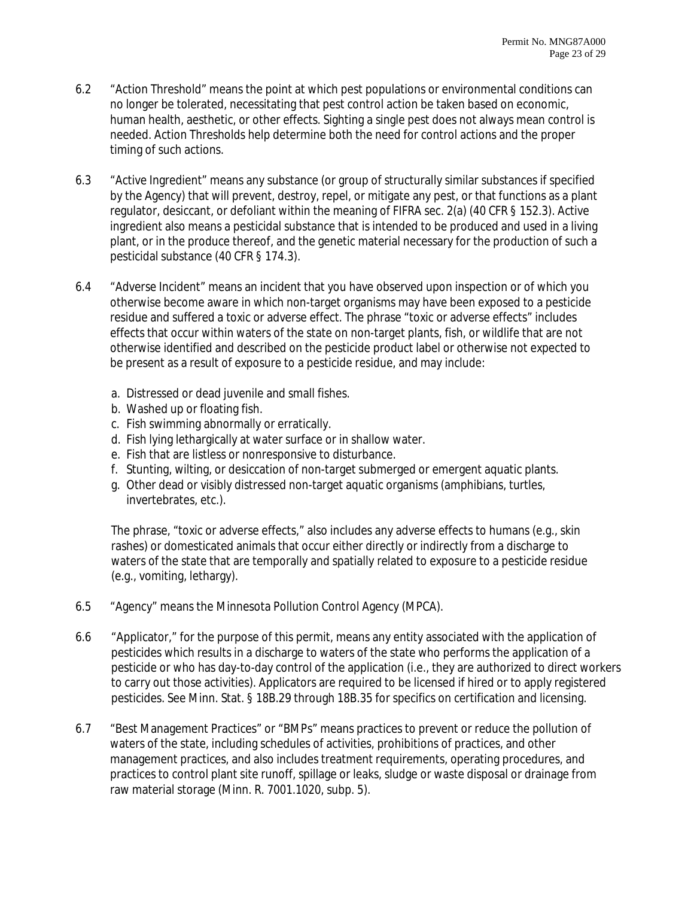6.2 "Action Threshold" means the point at which pest populations or environmental conditions can no longer be tolerated, necessitating that pest control action be taken based on economic, human health, aesthetic, or other effects. Sighting a single pest does not always mean control is needed. Action Thresholds help determine both the need for control actions and the proper timing of such actions.

6.3 "Active Ingredient" means any substance (or group of structurally similar substances if specified by the Agency) that will prevent, destroy, repel, or mitigate any pest, or that functions as a plant regulator, desiccant, or defoliant within the meaning of FIFRA sec. 2(a) (40 CFR § 152.3). Active ingredient also means a pesticidal substance that is intended to be produced and used in a living plant, or in the produce thereof, and the genetic material necessary for the production of such a pesticidal substance (40 CFR § 174.3).

6.4 "Adverse Incident" means an incident that you have observed upon inspection or of which you otherwise become aware in which non-target organisms may have been exposed to a pesticide residue and suffered a toxic or adverse effect. The phrase "toxic or adverse effects" includes effects that occur within waters of the state on non-target plants, fish, or wildlife that are not otherwise identified and described on the pesticide product label or otherwise not expected to be present as a result of exposure to a pesticide residue, and may include:

a. Distressed or dead juvenile and small fishes.
b. Washed up or floating fish.
c. Fish swimming abnormally or erratically.
d. Fish lying lethargically at water surface or in shallow water.
e. Fish that are listless or nonresponsive to disturbance.
f. Stunting, wilting, or desiccation of non-target submerged or emergent aquatic plants.
g. Other dead or visibly distressed non-target aquatic organisms (amphibians, turtles, invertebrates, etc.).

The phrase, "toxic or adverse effects," also includes any adverse effects to humans (e.g., skin rashes) or domesticated animals that occur either directly or indirectly from a discharge to waters of the state that are temporally and spatially related to exposure to a pesticide residue (e.g., vomiting, lethargy).

6.5 "Agency" means the Minnesota Pollution Control Agency (MPCA).

6.6 "Applicator," for the purpose of this permit, means any entity associated with the application of pesticides which results in a discharge to waters of the state who performs the application of a pesticide or who has day-to-day control of the application (i.e., they are authorized to direct workers to carry out those activities). Applicators are required to be licensed if hired or to apply registered pesticides. See Minn. Stat. § 18B.29 through 18B.35 for specifics on certification and licensing.

6.7 "Best Management Practices" or "BMPs" means practices to prevent or reduce the pollution of waters of the state, including schedules of activities, prohibitions of practices, and other management practices, and also includes treatment requirements, operating procedures, and practices to control plant site runoff, spillage or leaks, sludge or waste disposal or drainage from raw material storage (Minn. R. 7001.1020, subp. 5).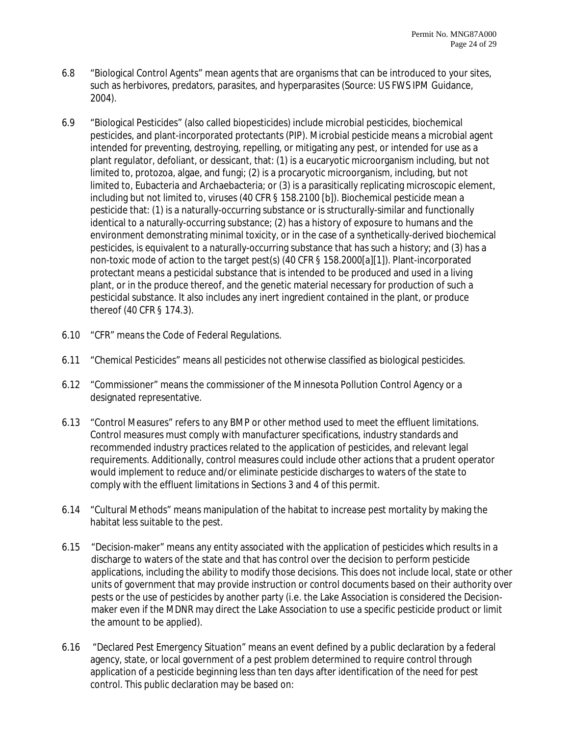6.8 “Biological Control Agents” mean agents that are organisms that can be introduced to your sites, such as herbivores, predators, parasites, and hyperparasites (Source: US FWS IPM Guidance, 2004).

6.9 “Biological Pesticides” (also called biopesticides) include microbial pesticides, biochemical pesticides, and plant-incorporated protectants (PIP). Microbial pesticide means a microbial agent intended for preventing, destroying, repelling, or mitigating any pest, or intended for use as a plant regulator, defoliant, or dessicant, that: (1) is a eucaryotic microorganism including, but not limited to, protozoa, algae, and fungi; (2) is a procaryotic microorganism, including, but not limited to, Eubacteria and Archaebacteria; or (3) is a parasitically replicating microscopic element, including but not limited to, viruses (40 CFR § 158.2100 [b]). Biochemical pesticide mean a pesticide that: (1) is a naturally-occurring substance or is structurally-similar and functionally identical to a naturally-occurring substance; (2) has a history of exposure to humans and the environment demonstrating minimal toxicity, or in the case of a synthetically-derived biochemical pesticides, is equivalent to a naturally-occurring substance that has such a history; and (3) has a non-toxic mode of action to the target pest(s) (40 CFR § 158.2000[a][1]). Plant-incorporated protectant means a pesticidal substance that is intended to be produced and used in a living plant, or in the produce thereof, and the genetic material necessary for production of such a pesticidal substance. It also includes any inert ingredient contained in the plant, or produce thereof (40 CFR § 174.3).

6.10 “CFR” means the Code of Federal Regulations.

6.11 “Chemical Pesticides” means all pesticides not otherwise classified as biological pesticides.

6.12 “Commissioner” means the commissioner of the Minnesota Pollution Control Agency or a designated representative.

6.13 “Control Measures” refers to any BMP or other method used to meet the effluent limitations. Control measures must comply with manufacturer specifications, industry standards and recommended industry practices related to the application of pesticides, and relevant legal requirements. Additionally, control measures could include other actions that a prudent operator would implement to reduce and/or eliminate pesticide discharges to waters of the state to comply with the effluent limitations in Sections 3 and 4 of this permit.

6.14 “Cultural Methods” means manipulation of the habitat to increase pest mortality by making the habitat less suitable to the pest.

6.15 “Decision-maker” means any entity associated with the application of pesticides which results in a discharge to waters of the state and that has control over the decision to perform pesticide applications, including the ability to modify those decisions. This does not include local, state or other units of government that may provide instruction or control documents based on their authority over pests or the use of pesticides by another party (i.e. the Lake Association is considered the Decision-maker even if the MDNR may direct the Lake Association to use a specific pesticide product or limit the amount to be applied).

6.16 “Declared Pest Emergency Situation” means an event defined by a public declaration by a federal agency, state, or local government of a pest problem determined to require control through application of a pesticide beginning less than ten days after identification of the need for pest control. This public declaration may be based on: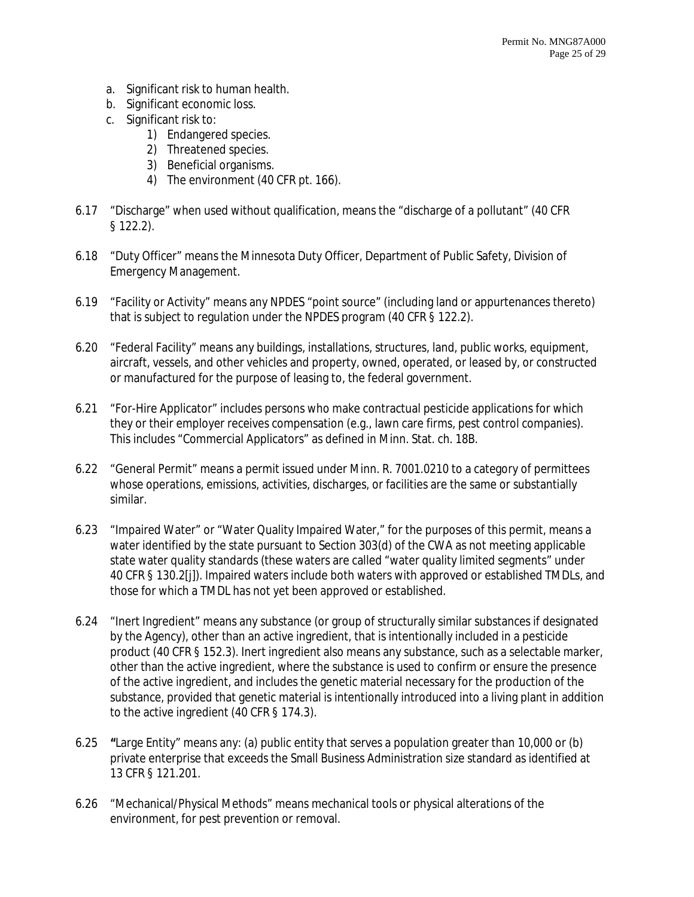a. Significant risk to human health.
b. Significant economic loss.
c. Significant risk to:
    1) Endangered species.
    2) Threatened species.
    3) Beneficial organisms.
    4) The environment (40 CFR pt. 166).

6.17 "Discharge" when used without qualification, means the "discharge of a pollutant" (40 CFR § 122.2).

6.18 "Duty Officer" means the Minnesota Duty Officer, Department of Public Safety, Division of Emergency Management.

6.19 "Facility or Activity" means any NPDES "point source" (including land or appurtenances thereto) that is subject to regulation under the NPDES program (40 CFR § 122.2).

6.20 "Federal Facility" means any buildings, installations, structures, land, public works, equipment, aircraft, vessels, and other vehicles and property, owned, operated, or leased by, or constructed or manufactured for the purpose of leasing to, the federal government.

6.21 "For-Hire Applicator" includes persons who make contractual pesticide applications for which they or their employer receives compensation (e.g., lawn care firms, pest control companies). This includes "Commercial Applicators" as defined in Minn. Stat. ch. 18B.

6.22 "General Permit" means a permit issued under Minn. R. 7001.0210 to a category of permittees whose operations, emissions, activities, discharges, or facilities are the same or substantially similar.

6.23 "Impaired Water" or "Water Quality Impaired Water," for the purposes of this permit, means a water identified by the state pursuant to Section 303(d) of the CWA as not meeting applicable state water quality standards (these waters are called "water quality limited segments" under 40 CFR § 130.2[j]). Impaired waters include both waters with approved or established TMDLs, and those for which a TMDL has not yet been approved or established.

6.24 "Inert Ingredient" means any substance (or group of structurally similar substances if designated by the Agency), other than an active ingredient, that is intentionally included in a pesticide product (40 CFR § 152.3). Inert ingredient also means any substance, such as a selectable marker, other than the active ingredient, where the substance is used to confirm or ensure the presence of the active ingredient, and includes the genetic material necessary for the production of the substance, provided that genetic material is intentionally introduced into a living plant in addition to the active ingredient (40 CFR § 174.3).

6.25 "Large Entity" means any: (a) public entity that serves a population greater than 10,000 or (b) private enterprise that exceeds the Small Business Administration size standard as identified at 13 CFR § 121.201.

6.26 "Mechanical/Physical Methods" means mechanical tools or physical alterations of the environment, for pest prevention or removal.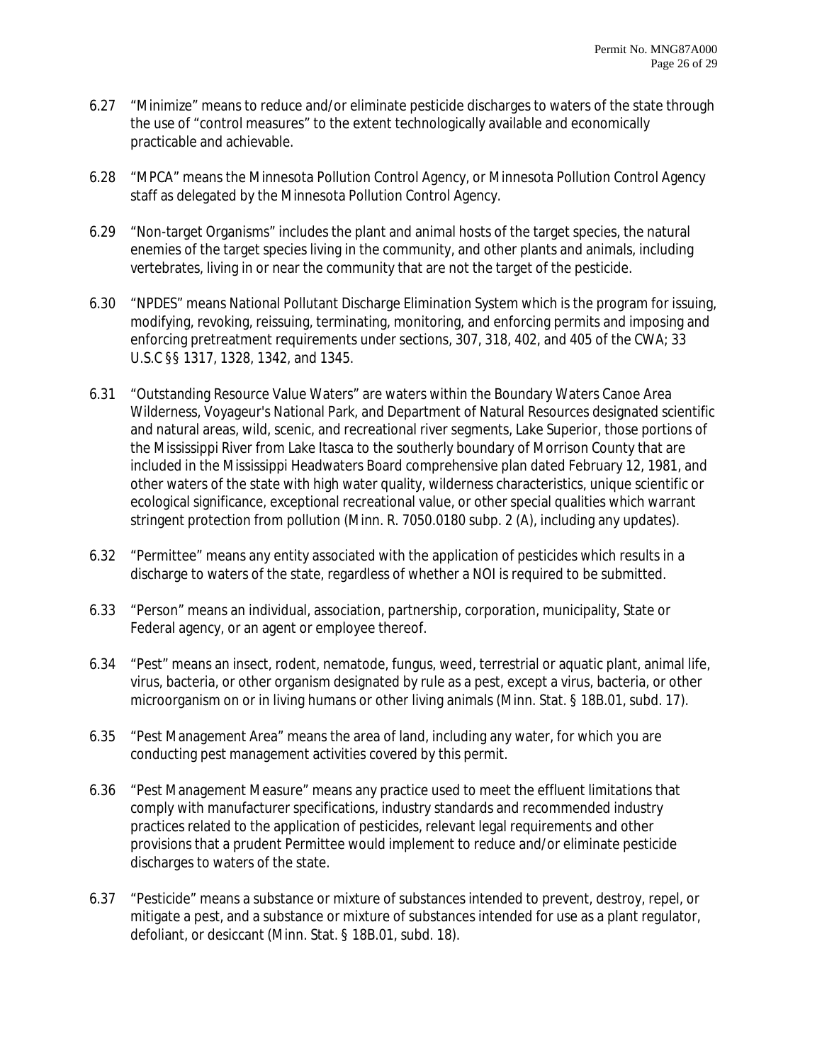6.27 "Minimize" means to reduce and/or eliminate pesticide discharges to waters of the state through the use of "control measures" to the extent technologically available and economically practicable and achievable.

6.28 "MPCA" means the Minnesota Pollution Control Agency, or Minnesota Pollution Control Agency staff as delegated by the Minnesota Pollution Control Agency.

6.29 "Non-target Organisms" includes the plant and animal hosts of the target species, the natural enemies of the target species living in the community, and other plants and animals, including vertebrates, living in or near the community that are not the target of the pesticide.

6.30 "NPDES" means National Pollutant Discharge Elimination System which is the program for issuing, modifying, revoking, reissuing, terminating, monitoring, and enforcing permits and imposing and enforcing pretreatment requirements under sections, 307, 318, 402, and 405 of the CWA; 33 U.S.C §§ 1317, 1328, 1342, and 1345.

6.31 "Outstanding Resource Value Waters" are waters within the Boundary Waters Canoe Area Wilderness, Voyageur's National Park, and Department of Natural Resources designated scientific and natural areas, wild, scenic, and recreational river segments, Lake Superior, those portions of the Mississippi River from Lake Itasca to the southerly boundary of Morrison County that are included in the Mississippi Headwaters Board comprehensive plan dated February 12, 1981, and other waters of the state with high water quality, wilderness characteristics, unique scientific or ecological significance, exceptional recreational value, or other special qualities which warrant stringent protection from pollution (Minn. R. 7050.0180 subp. 2 (A), including any updates).

6.32 "Permittee" means any entity associated with the application of pesticides which results in a discharge to waters of the state, regardless of whether a NOI is required to be submitted.

6.33 "Person" means an individual, association, partnership, corporation, municipality, State or Federal agency, or an agent or employee thereof.

6.34 "Pest" means an insect, rodent, nematode, fungus, weed, terrestrial or aquatic plant, animal life, virus, bacteria, or other organism designated by rule as a pest, except a virus, bacteria, or other microorganism on or in living humans or other living animals (Minn. Stat. § 18B.01, subd. 17).

6.35 "Pest Management Area" means the area of land, including any water, for which you are conducting pest management activities covered by this permit.

6.36 "Pest Management Measure" means any practice used to meet the effluent limitations that comply with manufacturer specifications, industry standards and recommended industry practices related to the application of pesticides, relevant legal requirements and other provisions that a prudent Permittee would implement to reduce and/or eliminate pesticide discharges to waters of the state.

6.37 "Pesticide" means a substance or mixture of substances intended to prevent, destroy, repel, or mitigate a pest, and a substance or mixture of substances intended for use as a plant regulator, defoliant, or desiccant (Minn. Stat. § 18B.01, subd. 18).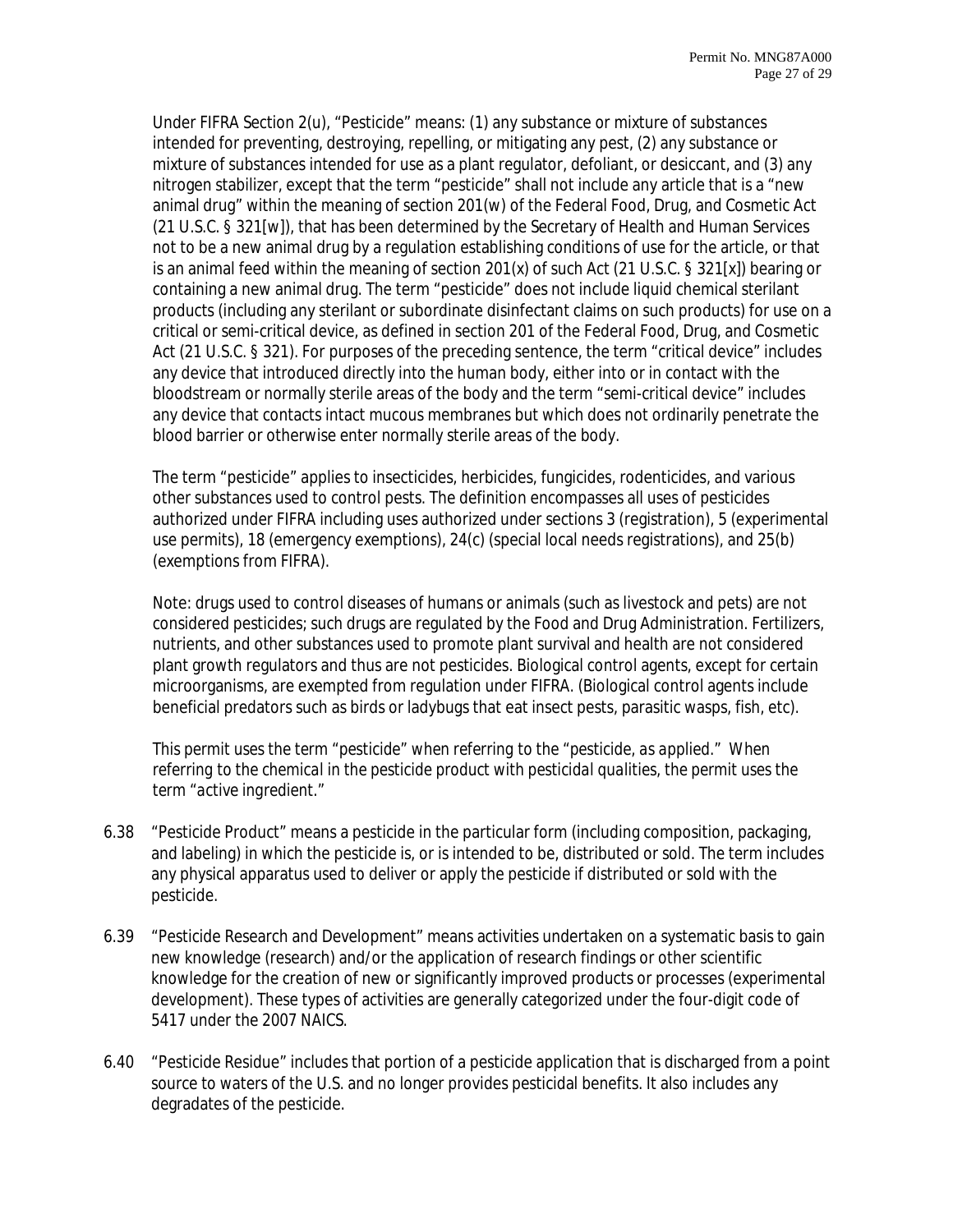Under FIFRA Section 2(u), "Pesticide" means: (1) any substance or mixture of substances intended for preventing, destroying, repelling, or mitigating any pest, (2) any substance or mixture of substances intended for use as a plant regulator, defoliant, or desiccant, and (3) any nitrogen stabilizer, except that the term "pesticide" shall not include any article that is a "new animal drug" within the meaning of section 201(w) of the Federal Food, Drug, and Cosmetic Act (21 U.S.C. § 321[w]), that has been determined by the Secretary of Health and Human Services not to be a new animal drug by a regulation establishing conditions of use for the article, or that is an animal feed within the meaning of section 201(x) of such Act (21 U.S.C. § 321[x]) bearing or containing a new animal drug. The term "pesticide" does not include liquid chemical sterilant products (including any sterilant or subordinate disinfectant claims on such products) for use on a critical or semi-critical device, as defined in section 201 of the Federal Food, Drug, and Cosmetic Act (21 U.S.C. § 321). For purposes of the preceding sentence, the term "critical device" includes any device that introduced directly into the human body, either into or in contact with the bloodstream or normally sterile areas of the body and the term "semi-critical device" includes any device that contacts intact mucous membranes but which does not ordinarily penetrate the blood barrier or otherwise enter normally sterile areas of the body.

The term "pesticide" applies to insecticides, herbicides, fungicides, rodenticides, and various other substances used to control pests. The definition encompasses all uses of pesticides authorized under FIFRA including uses authorized under sections 3 (registration), 5 (experimental use permits), 18 (emergency exemptions), 24(c) (special local needs registrations), and 25(b) (exemptions from FIFRA).

Note: drugs used to control diseases of humans or animals (such as livestock and pets) are not considered pesticides; such drugs are regulated by the Food and Drug Administration. Fertilizers, nutrients, and other substances used to promote plant survival and health are not considered plant growth regulators and thus are not pesticides. Biological control agents, except for certain microorganisms, are exempted from regulation under FIFRA. (Biological control agents include beneficial predators such as birds or ladybugs that eat insect pests, parasitic wasps, fish, etc).

*This permit uses the term "pesticide" when referring to the "pesticide, as applied." When referring to the chemical in the pesticide product with pesticidal qualities, the permit uses the term "active ingredient."*

6.38 "Pesticide Product" means a pesticide in the particular form (including composition, packaging, and labeling) in which the pesticide is, or is intended to be, distributed or sold. The term includes any physical apparatus used to deliver or apply the pesticide if distributed or sold with the pesticide.

6.39 "Pesticide Research and Development" means activities undertaken on a systematic basis to gain new knowledge (research) and/or the application of research findings or other scientific knowledge for the creation of new or significantly improved products or processes (experimental development). These types of activities are generally categorized under the four-digit code of 5417 under the 2007 NAICS.

6.40 "Pesticide Residue" includes that portion of a pesticide application that is discharged from a point source to waters of the U.S. and no longer provides pesticidal benefits. It also includes any degradates of the pesticide.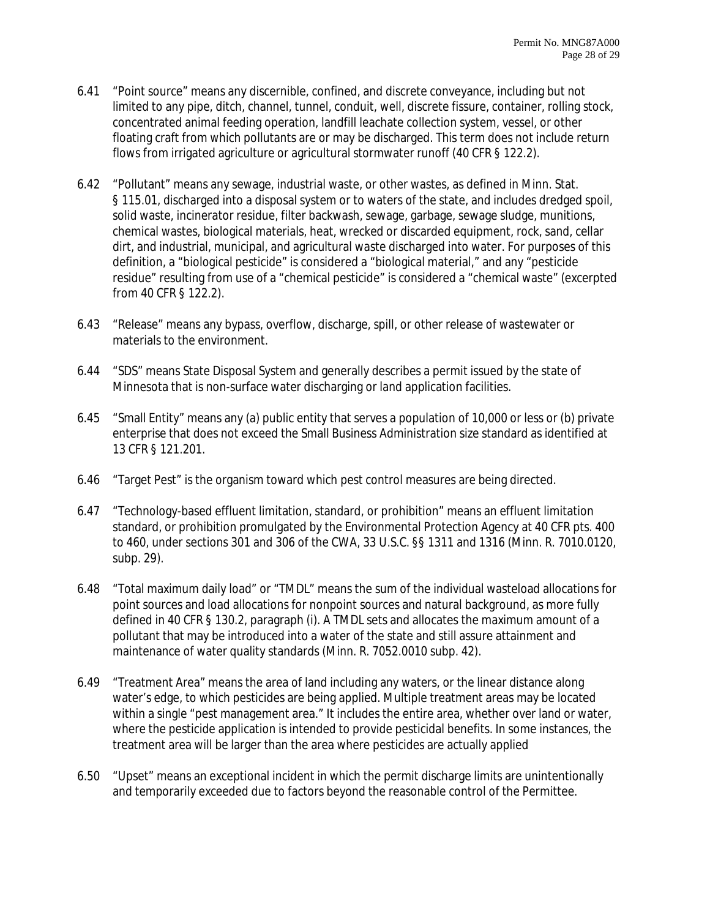6.41 "Point source" means any discernible, confined, and discrete conveyance, including but not limited to any pipe, ditch, channel, tunnel, conduit, well, discrete fissure, container, rolling stock, concentrated animal feeding operation, landfill leachate collection system, vessel, or other floating craft from which pollutants are or may be discharged. This term does not include return flows from irrigated agriculture or agricultural stormwater runoff (40 CFR § 122.2).

6.42 "Pollutant" means any sewage, industrial waste, or other wastes, as defined in Minn. Stat. § 115.01, discharged into a disposal system or to waters of the state, and includes dredged spoil, solid waste, incinerator residue, filter backwash, sewage, garbage, sewage sludge, munitions, chemical wastes, biological materials, heat, wrecked or discarded equipment, rock, sand, cellar dirt, and industrial, municipal, and agricultural waste discharged into water. For purposes of this definition, a "biological pesticide" is considered a "biological material," and any "pesticide residue" resulting from use of a "chemical pesticide" is considered a "chemical waste" (excerpted from 40 CFR § 122.2).

6.43 "Release" means any bypass, overflow, discharge, spill, or other release of wastewater or materials to the environment.

6.44 "SDS" means State Disposal System and generally describes a permit issued by the state of Minnesota that is non-surface water discharging or land application facilities.

6.45 "Small Entity" means any (a) public entity that serves a population of 10,000 or less or (b) private enterprise that does not exceed the Small Business Administration size standard as identified at 13 CFR § 121.201.

6.46 "Target Pest" is the organism toward which pest control measures are being directed.

6.47 "Technology-based effluent limitation, standard, or prohibition" means an effluent limitation standard, or prohibition promulgated by the Environmental Protection Agency at 40 CFR pts. 400 to 460, under sections 301 and 306 of the CWA, 33 U.S.C. §§ 1311 and 1316 (Minn. R. 7010.0120, subp. 29).

6.48 "Total maximum daily load" or "TMDL" means the sum of the individual wasteload allocations for point sources and load allocations for nonpoint sources and natural background, as more fully defined in 40 CFR § 130.2, paragraph (i). A TMDL sets and allocates the maximum amount of a pollutant that may be introduced into a water of the state and still assure attainment and maintenance of water quality standards (Minn. R. 7052.0010 subp. 42).

6.49 "Treatment Area" means the area of land including any waters, or the linear distance along water's edge, to which pesticides are being applied. Multiple treatment areas may be located within a single "pest management area." It includes the entire area, whether over land or water, where the pesticide application is intended to provide pesticidal benefits. In some instances, the treatment area will be larger than the area where pesticides are actually applied

6.50 "Upset" means an exceptional incident in which the permit discharge limits are unintentionally and temporarily exceeded due to factors beyond the reasonable control of the Permittee.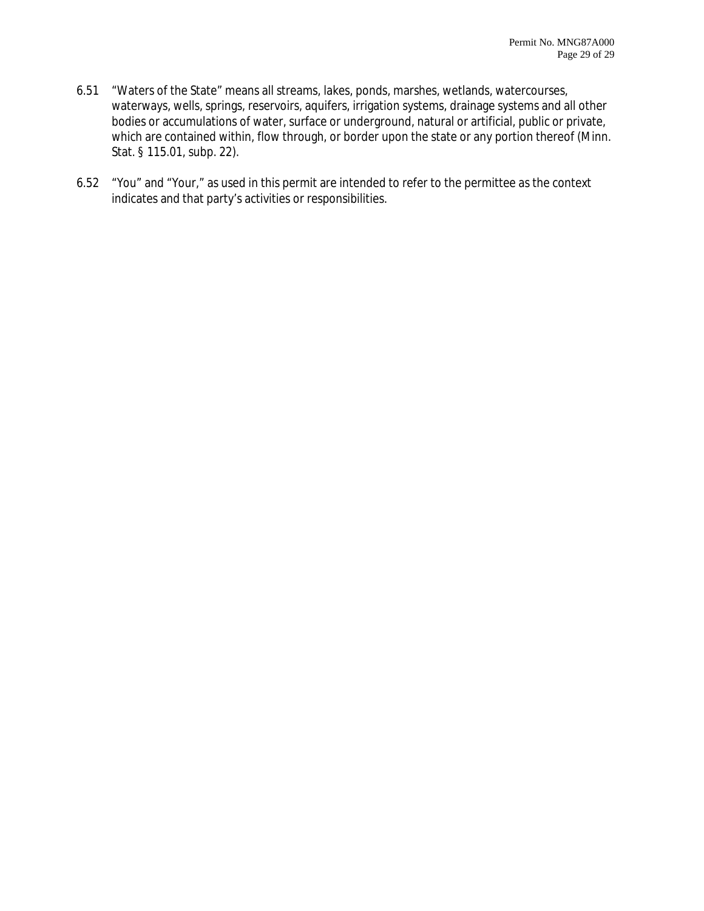6.51 "Waters of the State" means all streams, lakes, ponds, marshes, wetlands, watercourses, waterways, wells, springs, reservoirs, aquifers, irrigation systems, drainage systems and all other bodies or accumulations of water, surface or underground, natural or artificial, public or private, which are contained within, flow through, or border upon the state or any portion thereof (Minn. Stat. § 115.01, subp. 22).

6.52 "You" and "Your," as used in this permit are intended to refer to the permittee as the context indicates and that party's activities or responsibilities.